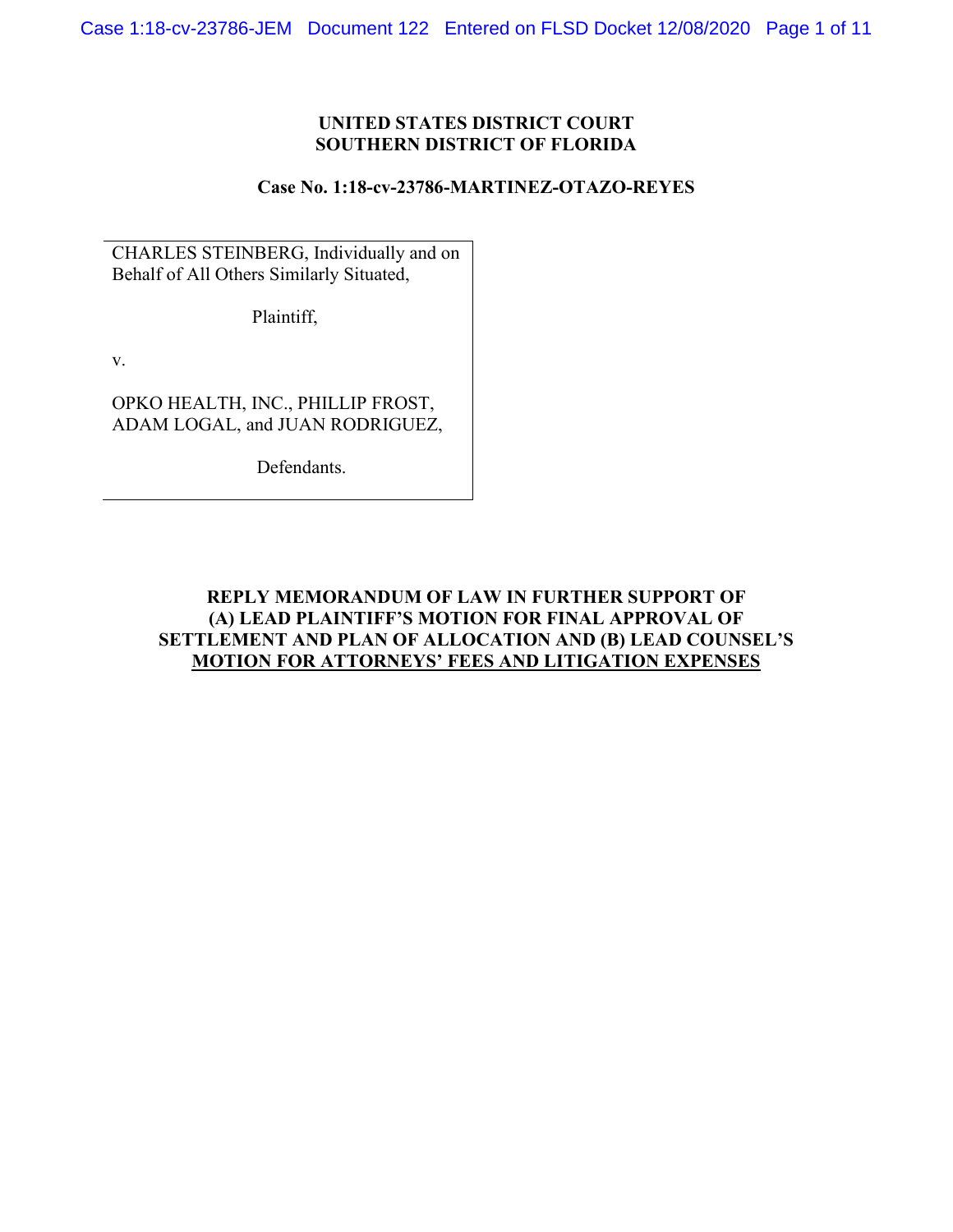**UNITED STATES DISTRICT COURT**
**SOUTHERN DISTRICT OF FLORIDA**

**Case No. 1:18-cv-23786-MARTINEZ-OTAZO-REYES**

| |
|---|
| CHARLES STEINBERG, Individually and on Behalf of All Others Similarly Situated,<br><br>Plaintiff,<br><br>v.<br><br>OPKO HEALTH, INC., PHILLIP FROST, ADAM LOGAL, and JUAN RODRIGUEZ,<br><br>Defendants. |

**REPLY MEMORANDUM OF LAW IN FURTHER SUPPORT OF (A) LEAD PLAINTIFF'S MOTION FOR FINAL APPROVAL OF SETTLEMENT AND PLAN OF ALLOCATION AND (B) LEAD COUNSEL'S MOTION FOR ATTORNEYS' FEES AND LITIGATION EXPENSES**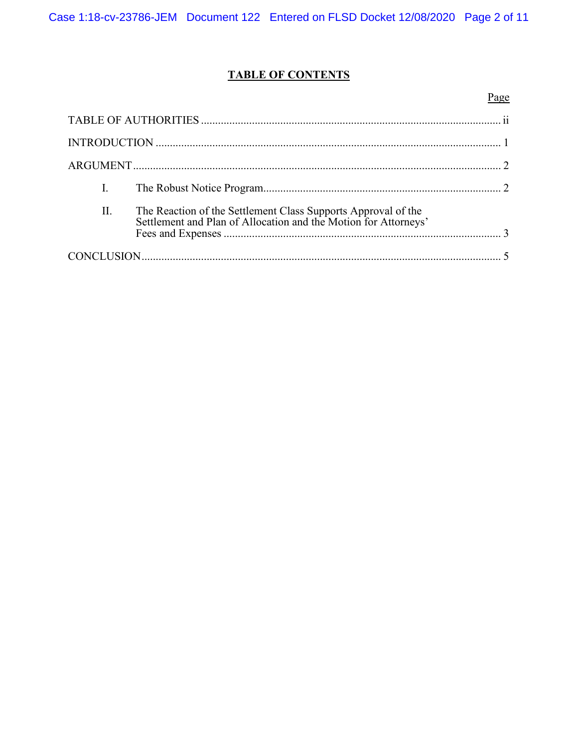## TABLE OF CONTENTS

| | Page |
|---|---|
| TABLE OF AUTHORITIES | ii |
| INTRODUCTION | 1 |
| ARGUMENT | 2 |
| I. The Robust Notice Program | 2 |
| II. The Reaction of the Settlement Class Supports Approval of the Settlement and Plan of Allocation and the Motion for Attorneys' Fees and Expenses | 3 |
| CONCLUSION | 5 |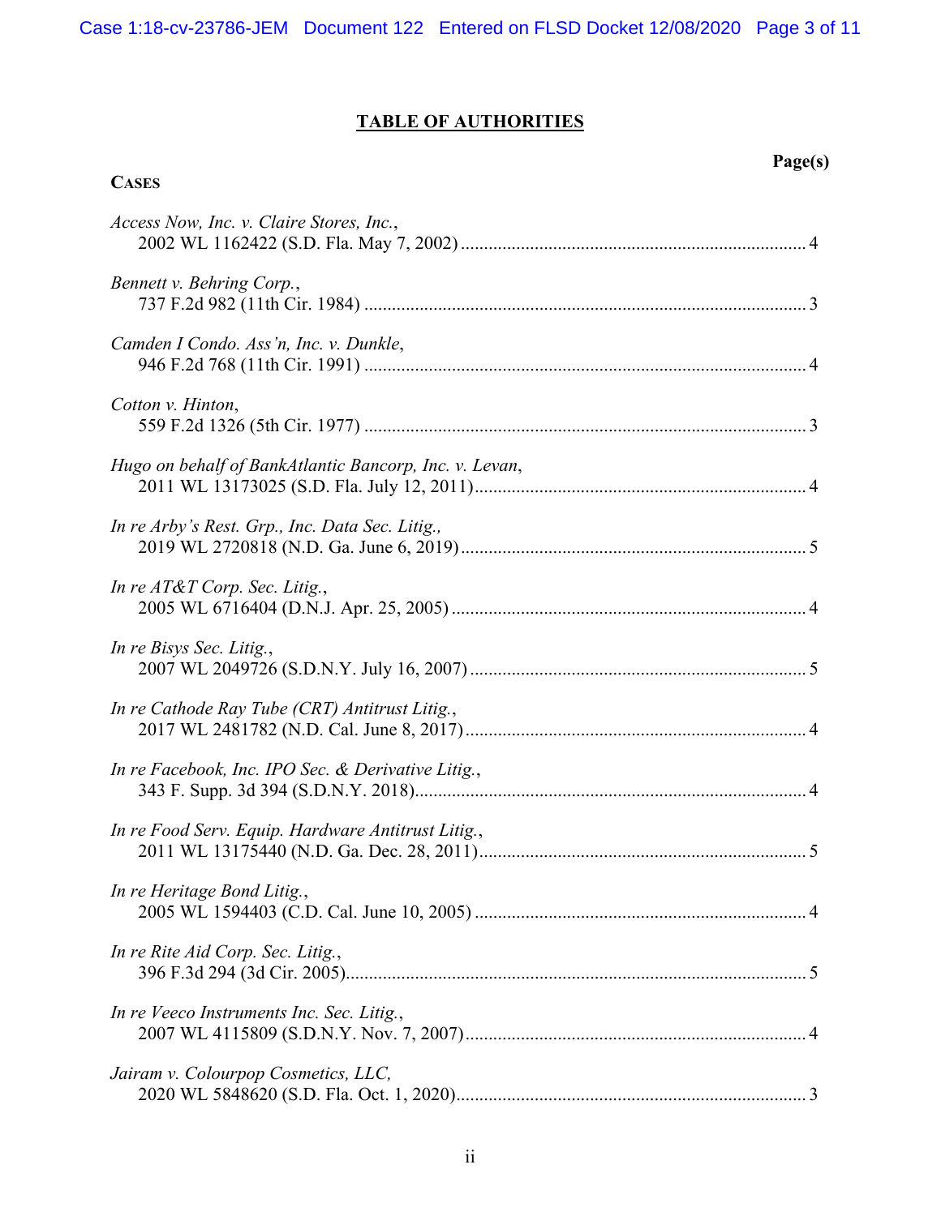## TABLE OF AUTHORITIES

**CASES** — **Page(s)**

*Access Now, Inc. v. Claire Stores, Inc.*,
2002 WL 1162422 (S.D. Fla. May 7, 2002) .......... 4

*Bennett v. Behring Corp.*,
737 F.2d 982 (11th Cir. 1984) .......... 3

*Camden I Condo. Ass'n, Inc. v. Dunkle*,
946 F.2d 768 (11th Cir. 1991) .......... 4

*Cotton v. Hinton*,
559 F.2d 1326 (5th Cir. 1977) .......... 3

*Hugo on behalf of BankAtlantic Bancorp, Inc. v. Levan*,
2011 WL 13173025 (S.D. Fla. July 12, 2011) .......... 4

*In re Arby's Rest. Grp., Inc. Data Sec. Litig.*,
2019 WL 2720818 (N.D. Ga. June 6, 2019) .......... 5

*In re AT&T Corp. Sec. Litig.*,
2005 WL 6716404 (D.N.J. Apr. 25, 2005) .......... 4

*In re Bisys Sec. Litig.*,
2007 WL 2049726 (S.D.N.Y. July 16, 2007) .......... 5

*In re Cathode Ray Tube (CRT) Antitrust Litig.*,
2017 WL 2481782 (N.D. Cal. June 8, 2017) .......... 4

*In re Facebook, Inc. IPO Sec. & Derivative Litig.*,
343 F. Supp. 3d 394 (S.D.N.Y. 2018) .......... 4

*In re Food Serv. Equip. Hardware Antitrust Litig.*,
2011 WL 13175440 (N.D. Ga. Dec. 28, 2011) .......... 5

*In re Heritage Bond Litig.*,
2005 WL 1594403 (C.D. Cal. June 10, 2005) .......... 4

*In re Rite Aid Corp. Sec. Litig.*,
396 F.3d 294 (3d Cir. 2005) .......... 5

*In re Veeco Instruments Inc. Sec. Litig.*,
2007 WL 4115809 (S.D.N.Y. Nov. 7, 2007) .......... 4

*Jairam v. Colourpop Cosmetics, LLC*,
2020 WL 5848620 (S.D. Fla. Oct. 1, 2020) .......... 3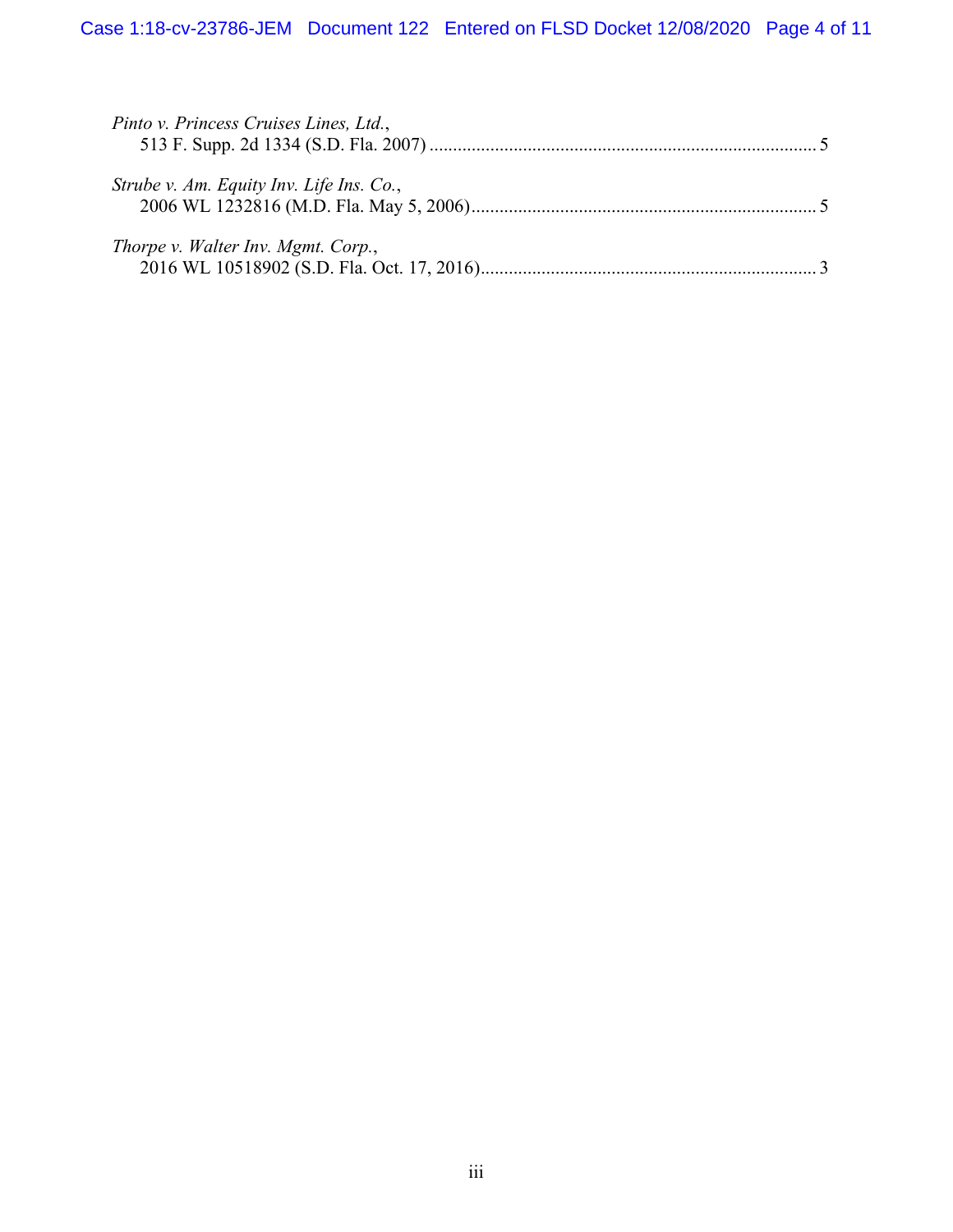*Pinto v. Princess Cruises Lines, Ltd.*,
513 F. Supp. 2d 1334 (S.D. Fla. 2007) .................................................................................... 5

*Strube v. Am. Equity Inv. Life Ins. Co.*,
2006 WL 1232816 (M.D. Fla. May 5, 2006).......................................................................... 5

*Thorpe v. Walter Inv. Mgmt. Corp.*,
2016 WL 10518902 (S.D. Fla. Oct. 17, 2016)........................................................................ 3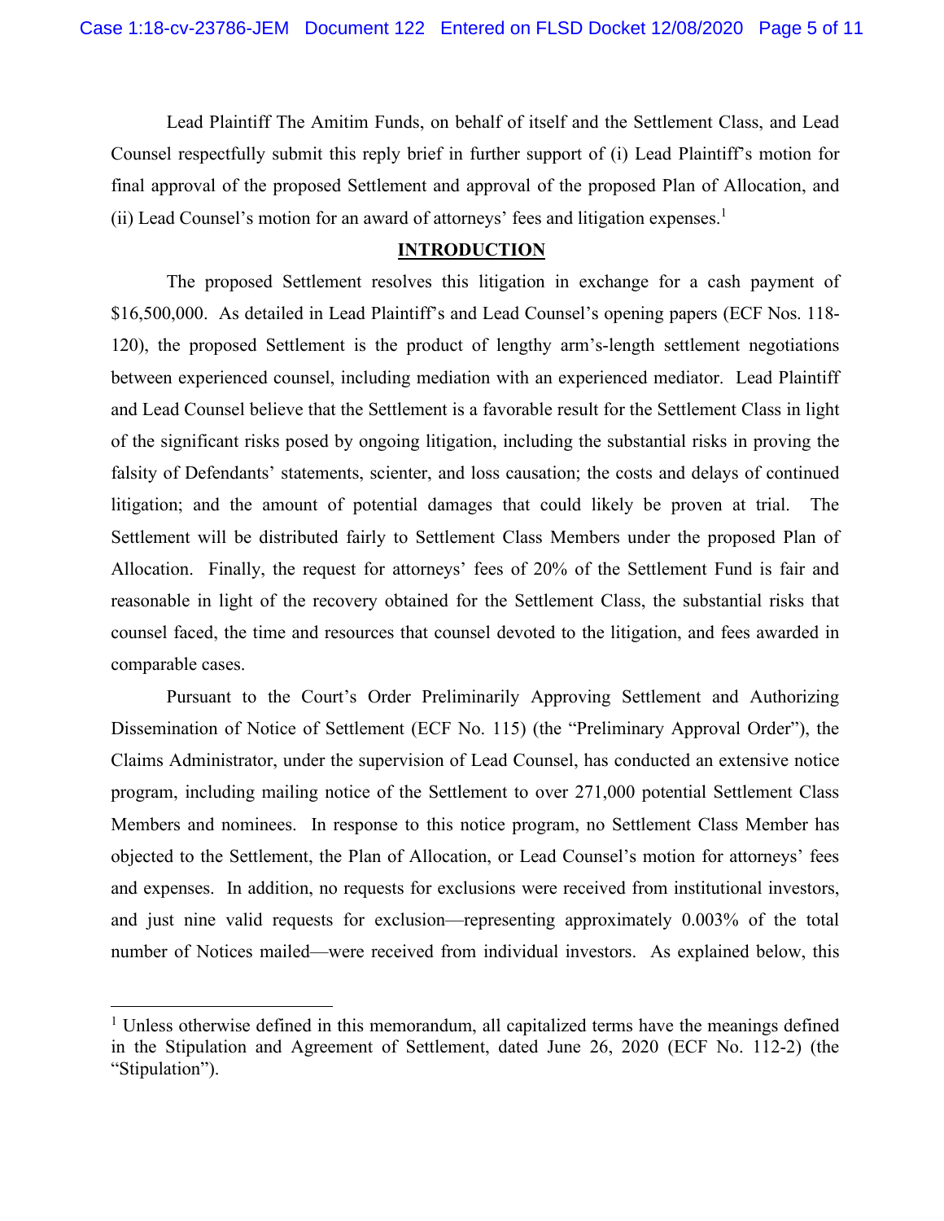Lead Plaintiff The Amitim Funds, on behalf of itself and the Settlement Class, and Lead Counsel respectfully submit this reply brief in further support of (i) Lead Plaintiff's motion for final approval of the proposed Settlement and approval of the proposed Plan of Allocation, and (ii) Lead Counsel's motion for an award of attorneys' fees and litigation expenses.[1]

## INTRODUCTION

The proposed Settlement resolves this litigation in exchange for a cash payment of $16,500,000. As detailed in Lead Plaintiff's and Lead Counsel's opening papers (ECF Nos. 118-120), the proposed Settlement is the product of lengthy arm's-length settlement negotiations between experienced counsel, including mediation with an experienced mediator. Lead Plaintiff and Lead Counsel believe that the Settlement is a favorable result for the Settlement Class in light of the significant risks posed by ongoing litigation, including the substantial risks in proving the falsity of Defendants' statements, scienter, and loss causation; the costs and delays of continued litigation; and the amount of potential damages that could likely be proven at trial. The Settlement will be distributed fairly to Settlement Class Members under the proposed Plan of Allocation. Finally, the request for attorneys' fees of 20% of the Settlement Fund is fair and reasonable in light of the recovery obtained for the Settlement Class, the substantial risks that counsel faced, the time and resources that counsel devoted to the litigation, and fees awarded in comparable cases.

Pursuant to the Court's Order Preliminarily Approving Settlement and Authorizing Dissemination of Notice of Settlement (ECF No. 115) (the "Preliminary Approval Order"), the Claims Administrator, under the supervision of Lead Counsel, has conducted an extensive notice program, including mailing notice of the Settlement to over 271,000 potential Settlement Class Members and nominees. In response to this notice program, no Settlement Class Member has objected to the Settlement, the Plan of Allocation, or Lead Counsel's motion for attorneys' fees and expenses. In addition, no requests for exclusions were received from institutional investors, and just nine valid requests for exclusion—representing approximately 0.003% of the total number of Notices mailed—were received from individual investors. As explained below, this

[1] Unless otherwise defined in this memorandum, all capitalized terms have the meanings defined in the Stipulation and Agreement of Settlement, dated June 26, 2020 (ECF No. 112-2) (the "Stipulation").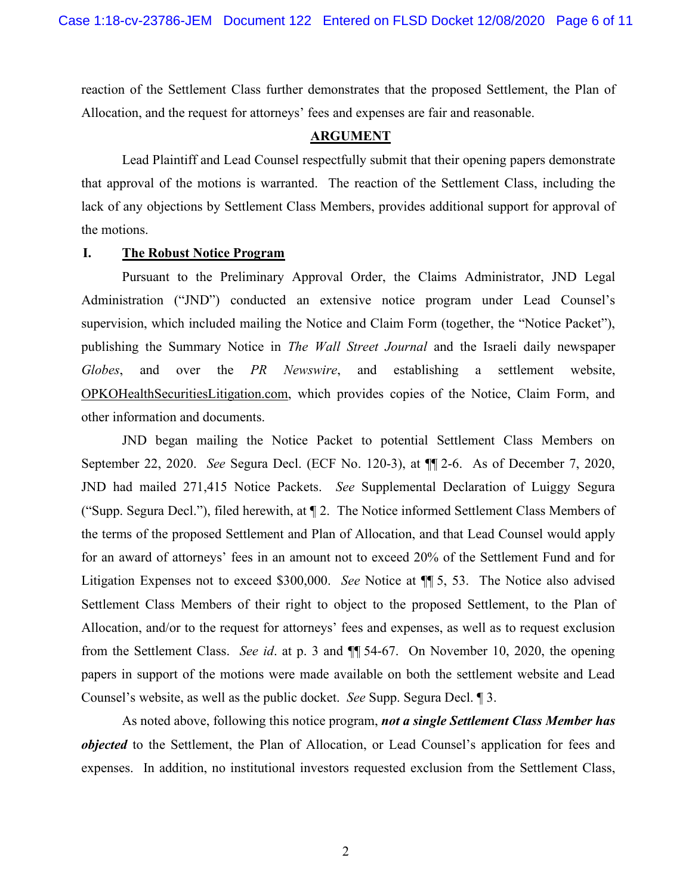reaction of the Settlement Class further demonstrates that the proposed Settlement, the Plan of Allocation, and the request for attorneys' fees and expenses are fair and reasonable.

## ARGUMENT

Lead Plaintiff and Lead Counsel respectfully submit that their opening papers demonstrate that approval of the motions is warranted. The reaction of the Settlement Class, including the lack of any objections by Settlement Class Members, provides additional support for approval of the motions.

### I. The Robust Notice Program

Pursuant to the Preliminary Approval Order, the Claims Administrator, JND Legal Administration ("JND") conducted an extensive notice program under Lead Counsel's supervision, which included mailing the Notice and Claim Form (together, the "Notice Packet"), publishing the Summary Notice in *The Wall Street Journal* and the Israeli daily newspaper *Globes*, and over the *PR Newswire*, and establishing a settlement website, OPKOHealthSecuritiesLitigation.com, which provides copies of the Notice, Claim Form, and other information and documents.

JND began mailing the Notice Packet to potential Settlement Class Members on September 22, 2020. *See* Segura Decl. (ECF No. 120-3), at ¶¶ 2-6. As of December 7, 2020, JND had mailed 271,415 Notice Packets. *See* Supplemental Declaration of Luiggy Segura ("Supp. Segura Decl."), filed herewith, at ¶ 2. The Notice informed Settlement Class Members of the terms of the proposed Settlement and Plan of Allocation, and that Lead Counsel would apply for an award of attorneys' fees in an amount not to exceed 20% of the Settlement Fund and for Litigation Expenses not to exceed $300,000. *See* Notice at ¶¶ 5, 53. The Notice also advised Settlement Class Members of their right to object to the proposed Settlement, to the Plan of Allocation, and/or to the request for attorneys' fees and expenses, as well as to request exclusion from the Settlement Class. *See id*. at p. 3 and ¶¶ 54-67. On November 10, 2020, the opening papers in support of the motions were made available on both the settlement website and Lead Counsel's website, as well as the public docket. *See* Supp. Segura Decl. ¶ 3.

As noted above, following this notice program, ***not a single Settlement Class Member has objected*** to the Settlement, the Plan of Allocation, or Lead Counsel's application for fees and expenses. In addition, no institutional investors requested exclusion from the Settlement Class,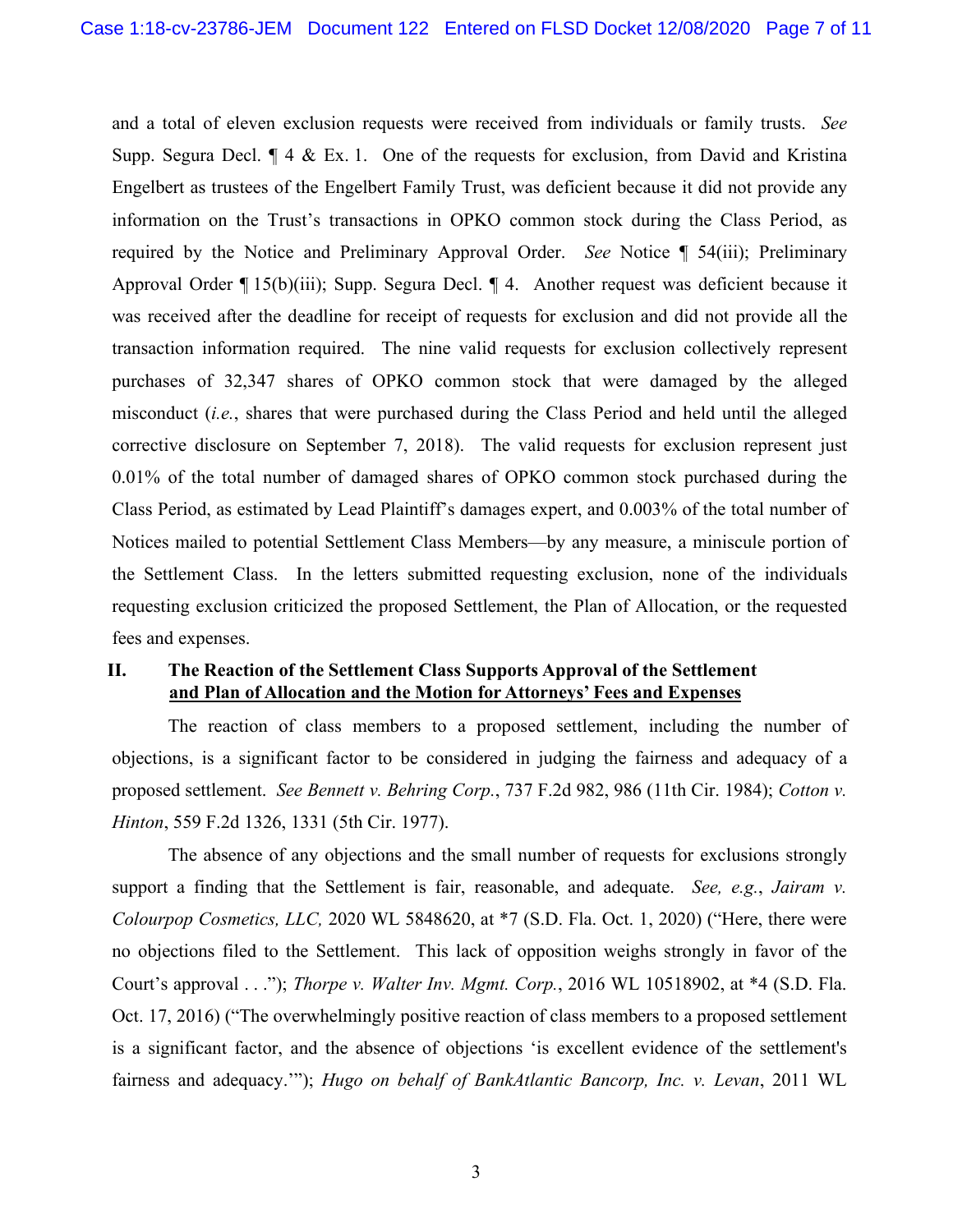and a total of eleven exclusion requests were received from individuals or family trusts. *See* Supp. Segura Decl. ¶ 4 & Ex. 1. One of the requests for exclusion, from David and Kristina Engelbert as trustees of the Engelbert Family Trust, was deficient because it did not provide any information on the Trust's transactions in OPKO common stock during the Class Period, as required by the Notice and Preliminary Approval Order. *See* Notice ¶ 54(iii); Preliminary Approval Order ¶ 15(b)(iii); Supp. Segura Decl. ¶ 4. Another request was deficient because it was received after the deadline for receipt of requests for exclusion and did not provide all the transaction information required. The nine valid requests for exclusion collectively represent purchases of 32,347 shares of OPKO common stock that were damaged by the alleged misconduct (*i.e.*, shares that were purchased during the Class Period and held until the alleged corrective disclosure on September 7, 2018). The valid requests for exclusion represent just 0.01% of the total number of damaged shares of OPKO common stock purchased during the Class Period, as estimated by Lead Plaintiff's damages expert, and 0.003% of the total number of Notices mailed to potential Settlement Class Members—by any measure, a miniscule portion of the Settlement Class. In the letters submitted requesting exclusion, none of the individuals requesting exclusion criticized the proposed Settlement, the Plan of Allocation, or the requested fees and expenses.

## II. The Reaction of the Settlement Class Supports Approval of the Settlement and Plan of Allocation and the Motion for Attorneys' Fees and Expenses

The reaction of class members to a proposed settlement, including the number of objections, is a significant factor to be considered in judging the fairness and adequacy of a proposed settlement. *See Bennett v. Behring Corp.*, 737 F.2d 982, 986 (11th Cir. 1984); *Cotton v. Hinton*, 559 F.2d 1326, 1331 (5th Cir. 1977).

The absence of any objections and the small number of requests for exclusions strongly support a finding that the Settlement is fair, reasonable, and adequate. *See, e.g.*, *Jairam v. Colourpop Cosmetics, LLC,* 2020 WL 5848620, at *7 (S.D. Fla. Oct. 1, 2020) ("Here, there were no objections filed to the Settlement. This lack of opposition weighs strongly in favor of the Court's approval . . ."); *Thorpe v. Walter Inv. Mgmt. Corp.*, 2016 WL 10518902, at *4 (S.D. Fla. Oct. 17, 2016) ("The overwhelmingly positive reaction of class members to a proposed settlement is a significant factor, and the absence of objections 'is excellent evidence of the settlement's fairness and adequacy.'"); *Hugo on behalf of BankAtlantic Bancorp, Inc. v. Levan*, 2011 WL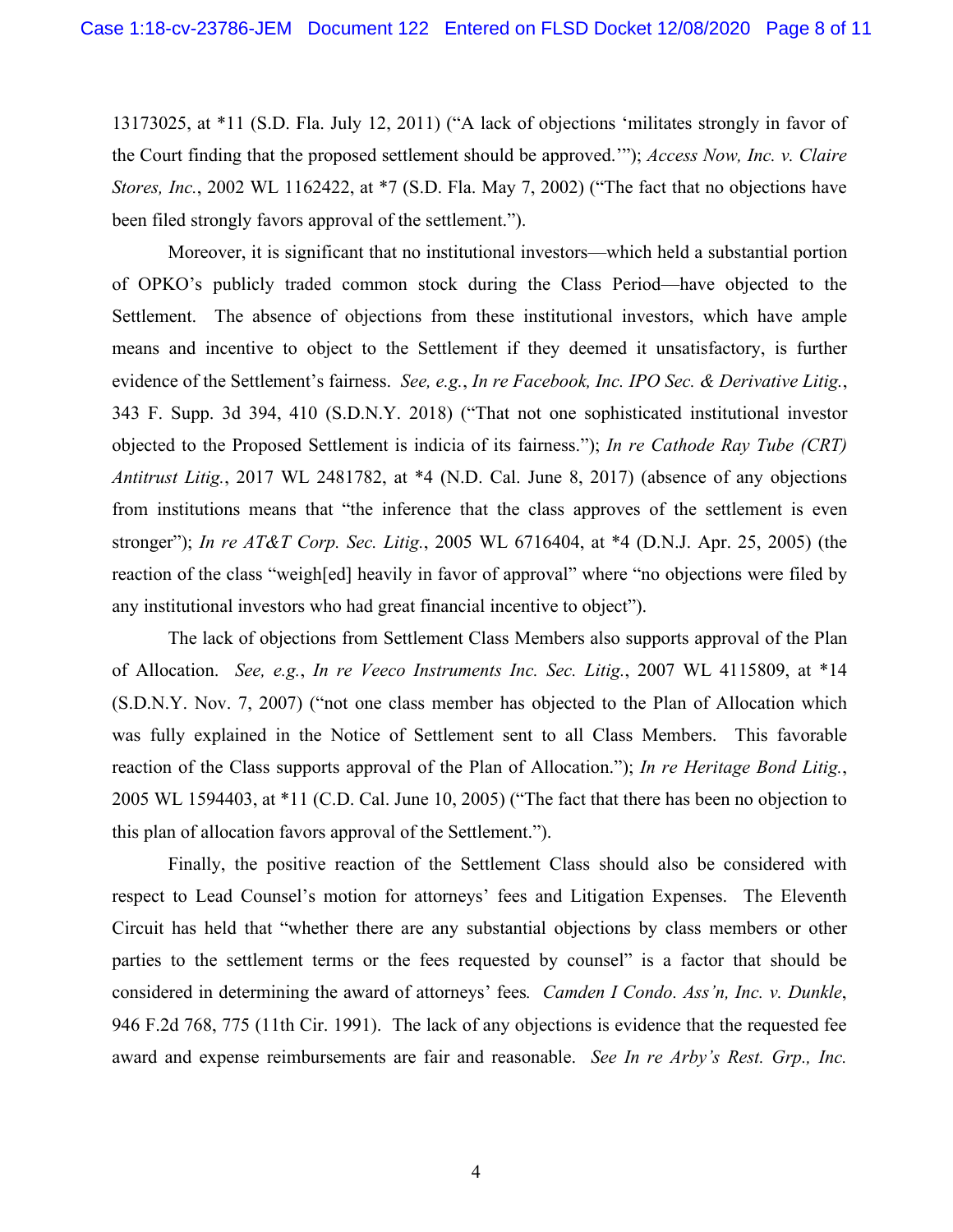13173025, at *11 (S.D. Fla. July 12, 2011) ("A lack of objections 'militates strongly in favor of the Court finding that the proposed settlement should be approved.'"); *Access Now, Inc. v. Claire Stores, Inc.*, 2002 WL 1162422, at *7 (S.D. Fla. May 7, 2002) ("The fact that no objections have been filed strongly favors approval of the settlement.").

Moreover, it is significant that no institutional investors—which held a substantial portion of OPKO's publicly traded common stock during the Class Period—have objected to the Settlement. The absence of objections from these institutional investors, which have ample means and incentive to object to the Settlement if they deemed it unsatisfactory, is further evidence of the Settlement's fairness. *See, e.g.*, *In re Facebook, Inc. IPO Sec. & Derivative Litig.*, 343 F. Supp. 3d 394, 410 (S.D.N.Y. 2018) ("That not one sophisticated institutional investor objected to the Proposed Settlement is indicia of its fairness."); *In re Cathode Ray Tube (CRT) Antitrust Litig.*, 2017 WL 2481782, at *4 (N.D. Cal. June 8, 2017) (absence of any objections from institutions means that "the inference that the class approves of the settlement is even stronger"); *In re AT&T Corp. Sec. Litig.*, 2005 WL 6716404, at *4 (D.N.J. Apr. 25, 2005) (the reaction of the class "weigh[ed] heavily in favor of approval" where "no objections were filed by any institutional investors who had great financial incentive to object").

The lack of objections from Settlement Class Members also supports approval of the Plan of Allocation. *See, e.g.*, *In re Veeco Instruments Inc. Sec. Litig.*, 2007 WL 4115809, at *14 (S.D.N.Y. Nov. 7, 2007) ("not one class member has objected to the Plan of Allocation which was fully explained in the Notice of Settlement sent to all Class Members. This favorable reaction of the Class supports approval of the Plan of Allocation."); *In re Heritage Bond Litig.*, 2005 WL 1594403, at *11 (C.D. Cal. June 10, 2005) ("The fact that there has been no objection to this plan of allocation favors approval of the Settlement.").

Finally, the positive reaction of the Settlement Class should also be considered with respect to Lead Counsel's motion for attorneys' fees and Litigation Expenses. The Eleventh Circuit has held that "whether there are any substantial objections by class members or other parties to the settlement terms or the fees requested by counsel" is a factor that should be considered in determining the award of attorneys' fees. *Camden I Condo. Ass'n, Inc. v. Dunkle*, 946 F.2d 768, 775 (11th Cir. 1991). The lack of any objections is evidence that the requested fee award and expense reimbursements are fair and reasonable. *See In re Arby's Rest. Grp., Inc.*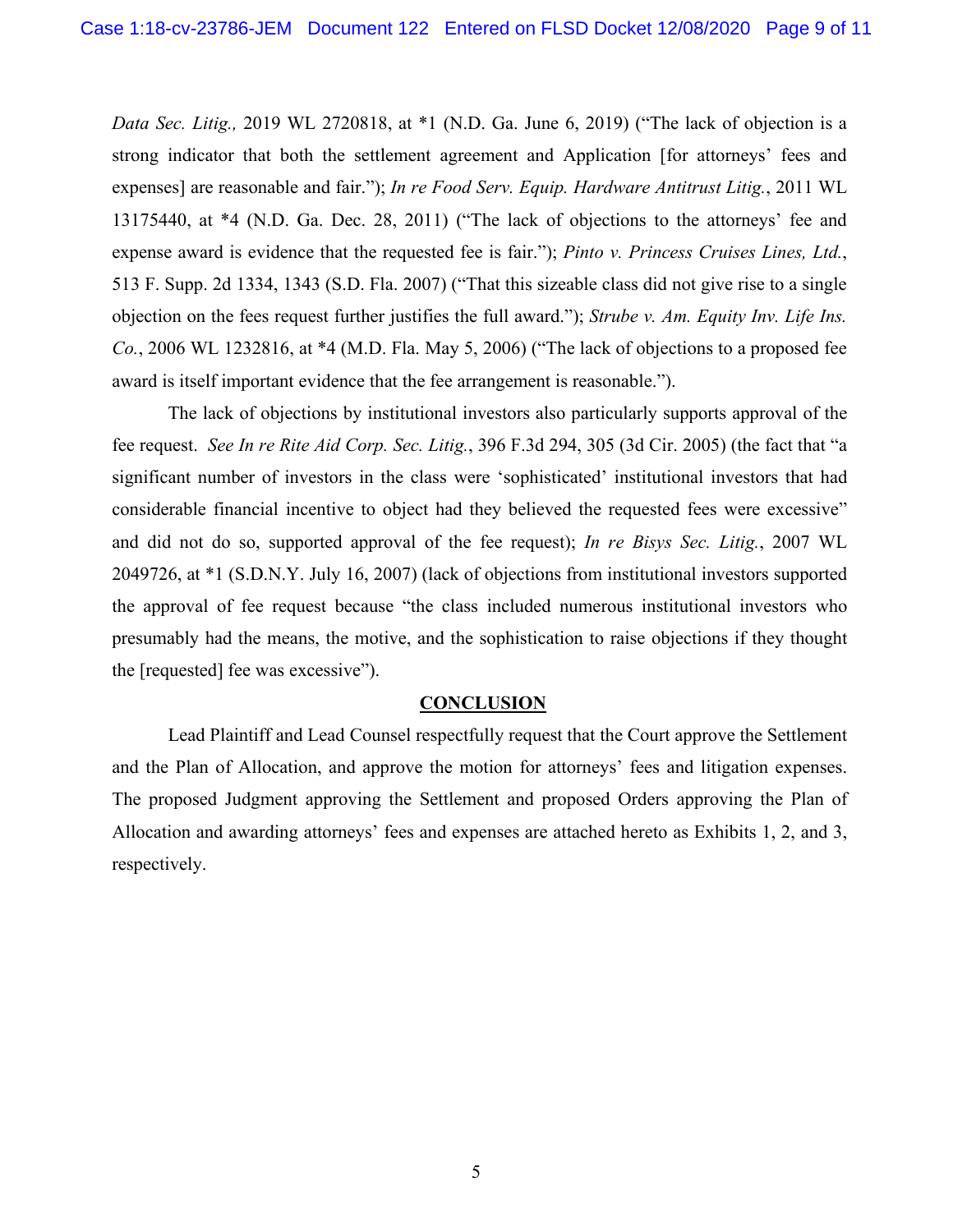*Data Sec. Litig.,* 2019 WL 2720818, at *1 (N.D. Ga. June 6, 2019) ("The lack of objection is a strong indicator that both the settlement agreement and Application [for attorneys' fees and expenses] are reasonable and fair."); *In re Food Serv. Equip. Hardware Antitrust Litig.*, 2011 WL 13175440, at *4 (N.D. Ga. Dec. 28, 2011) ("The lack of objections to the attorneys' fee and expense award is evidence that the requested fee is fair."); *Pinto v. Princess Cruises Lines, Ltd.*, 513 F. Supp. 2d 1334, 1343 (S.D. Fla. 2007) ("That this sizeable class did not give rise to a single objection on the fees request further justifies the full award."); *Strube v. Am. Equity Inv. Life Ins. Co.*, 2006 WL 1232816, at *4 (M.D. Fla. May 5, 2006) ("The lack of objections to a proposed fee award is itself important evidence that the fee arrangement is reasonable.").

The lack of objections by institutional investors also particularly supports approval of the fee request. *See In re Rite Aid Corp. Sec. Litig.*, 396 F.3d 294, 305 (3d Cir. 2005) (the fact that "a significant number of investors in the class were 'sophisticated' institutional investors that had considerable financial incentive to object had they believed the requested fees were excessive" and did not do so, supported approval of the fee request); *In re Bisys Sec. Litig.*, 2007 WL 2049726, at *1 (S.D.N.Y. July 16, 2007) (lack of objections from institutional investors supported the approval of fee request because "the class included numerous institutional investors who presumably had the means, the motive, and the sophistication to raise objections if they thought the [requested] fee was excessive").

## CONCLUSION

Lead Plaintiff and Lead Counsel respectfully request that the Court approve the Settlement and the Plan of Allocation, and approve the motion for attorneys' fees and litigation expenses. The proposed Judgment approving the Settlement and proposed Orders approving the Plan of Allocation and awarding attorneys' fees and expenses are attached hereto as Exhibits 1, 2, and 3, respectively.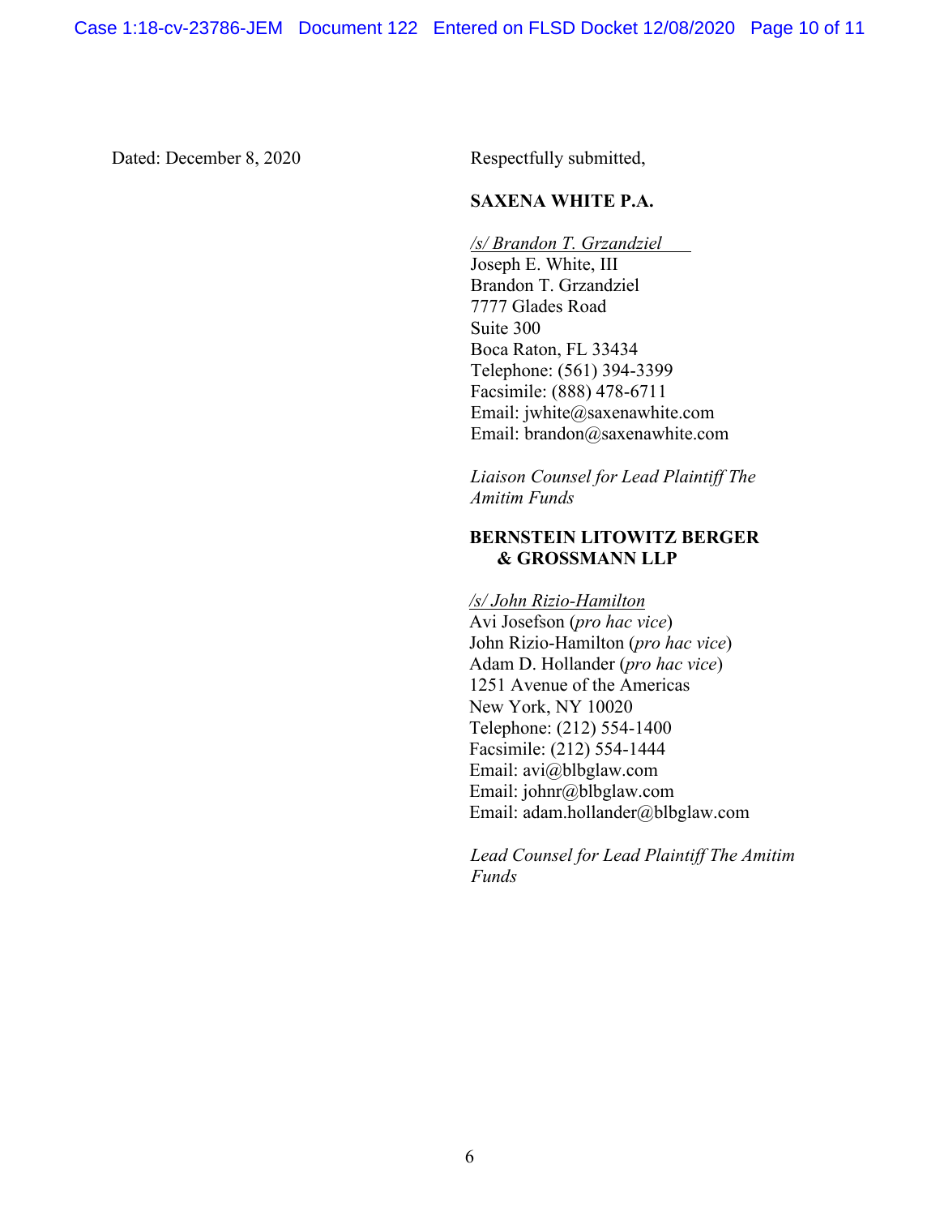Dated: December 8, 2020

Respectfully submitted,

**SAXENA WHITE P.A.**

/s/ Brandon T. Grzandziel
Joseph E. White, III
Brandon T. Grzandziel
7777 Glades Road
Suite 300
Boca Raton, FL 33434
Telephone: (561) 394-3399
Facsimile: (888) 478-6711
Email: jwhite@saxenawhite.com
Email: brandon@saxenawhite.com

*Liaison Counsel for Lead Plaintiff The Amitim Funds*

**BERNSTEIN LITOWITZ BERGER & GROSSMANN LLP**

/s/ John Rizio-Hamilton
Avi Josefson (*pro hac vice*)
John Rizio-Hamilton (*pro hac vice*)
Adam D. Hollander (*pro hac vice*)
1251 Avenue of the Americas
New York, NY 10020
Telephone: (212) 554-1400
Facsimile: (212) 554-1444
Email: avi@blbglaw.com
Email: johnr@blbglaw.com
Email: adam.hollander@blbglaw.com

*Lead Counsel for Lead Plaintiff The Amitim Funds*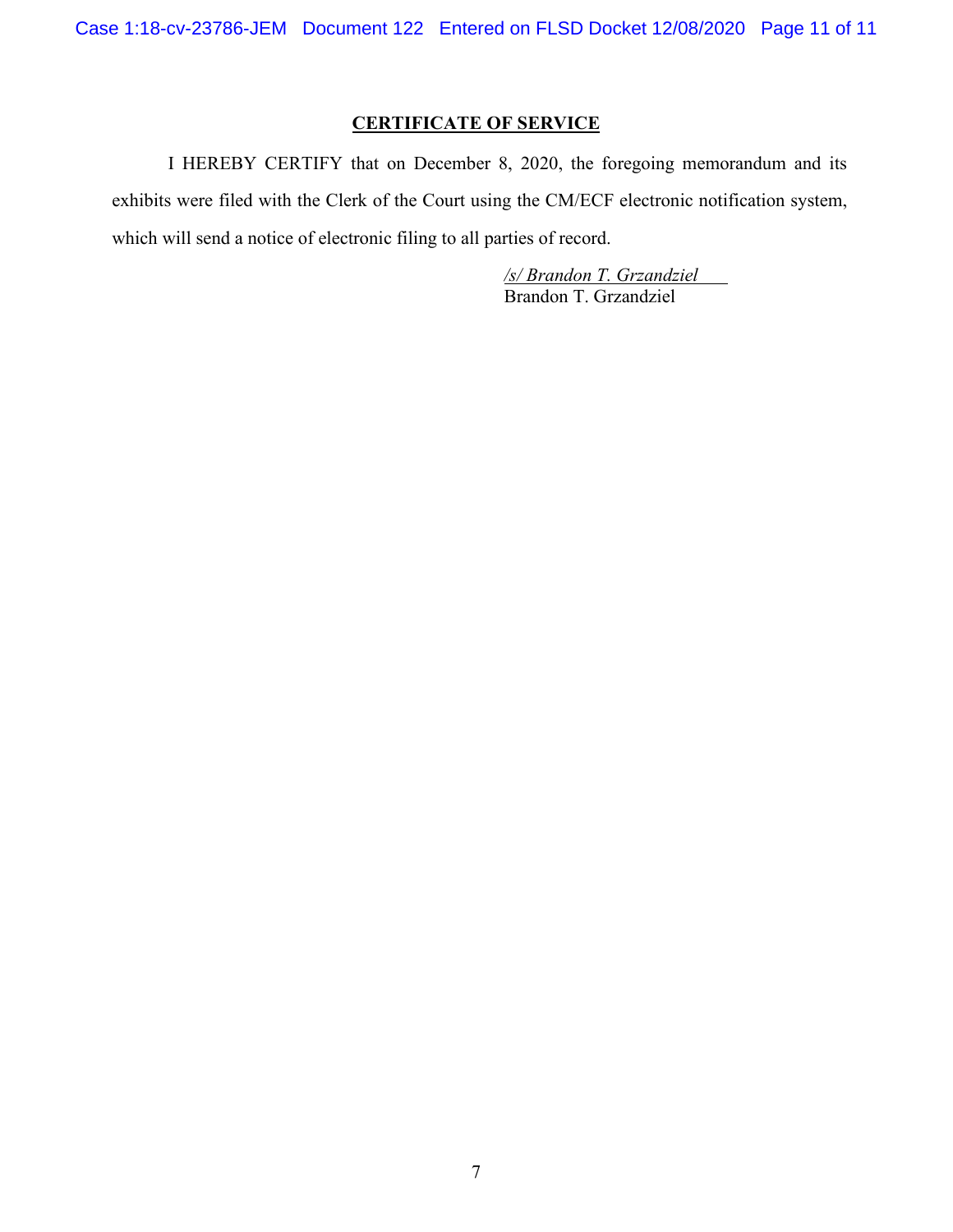## CERTIFICATE OF SERVICE

I HEREBY CERTIFY that on December 8, 2020, the foregoing memorandum and its exhibits were filed with the Clerk of the Court using the CM/ECF electronic notification system, which will send a notice of electronic filing to all parties of record.

*/s/ Brandon T. Grzandziel*
Brandon T. Grzandziel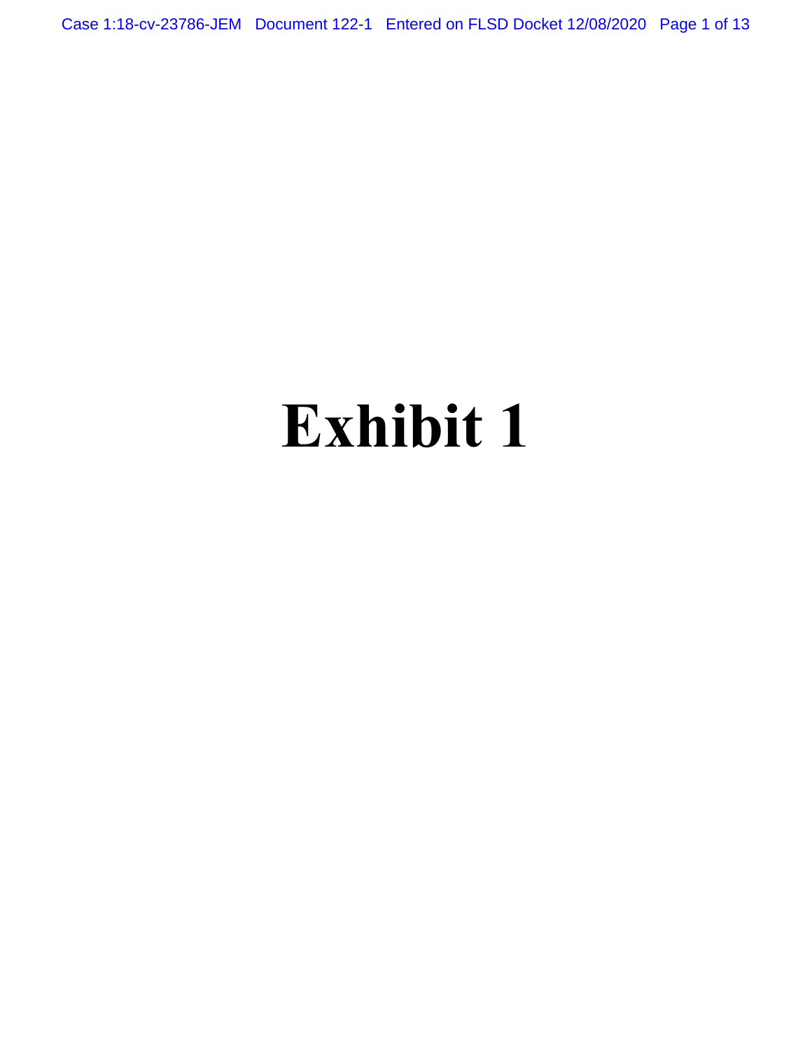# Exhibit 1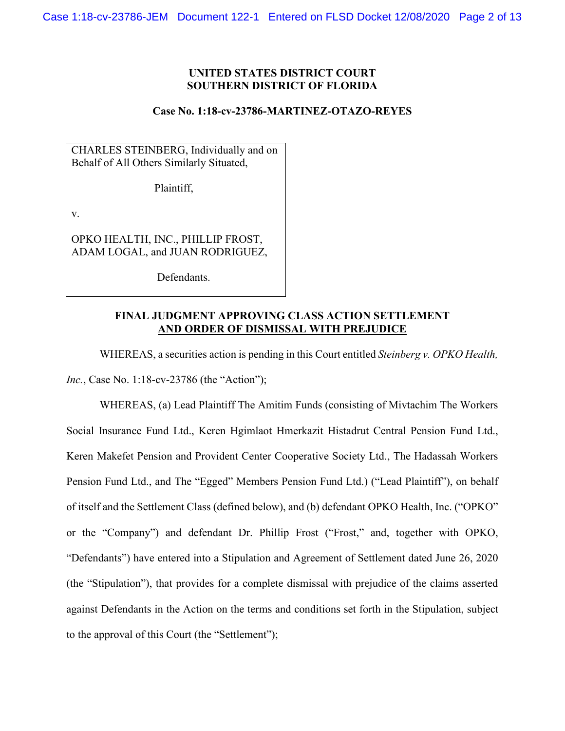**UNITED STATES DISTRICT COURT**
**SOUTHERN DISTRICT OF FLORIDA**

**Case No. 1:18-cv-23786-MARTINEZ-OTAZO-REYES**

CHARLES STEINBERG, Individually and on Behalf of All Others Similarly Situated,

Plaintiff,

v.

OPKO HEALTH, INC., PHILLIP FROST, ADAM LOGAL, and JUAN RODRIGUEZ,

Defendants.

**FINAL JUDGMENT APPROVING CLASS ACTION SETTLEMENT**
**AND ORDER OF DISMISSAL WITH PREJUDICE**

WHEREAS, a securities action is pending in this Court entitled *Steinberg v. OPKO Health, Inc.*, Case No. 1:18-cv-23786 (the "Action");

WHEREAS, (a) Lead Plaintiff The Amitim Funds (consisting of Mivtachim The Workers Social Insurance Fund Ltd., Keren Hgimlaot Hmerkazit Histadrut Central Pension Fund Ltd., Keren Makefet Pension and Provident Center Cooperative Society Ltd., The Hadassah Workers Pension Fund Ltd., and The "Egged" Members Pension Fund Ltd.) ("Lead Plaintiff"), on behalf of itself and the Settlement Class (defined below), and (b) defendant OPKO Health, Inc. ("OPKO" or the "Company") and defendant Dr. Phillip Frost ("Frost," and, together with OPKO, "Defendants") have entered into a Stipulation and Agreement of Settlement dated June 26, 2020 (the "Stipulation"), that provides for a complete dismissal with prejudice of the claims asserted against Defendants in the Action on the terms and conditions set forth in the Stipulation, subject to the approval of this Court (the "Settlement");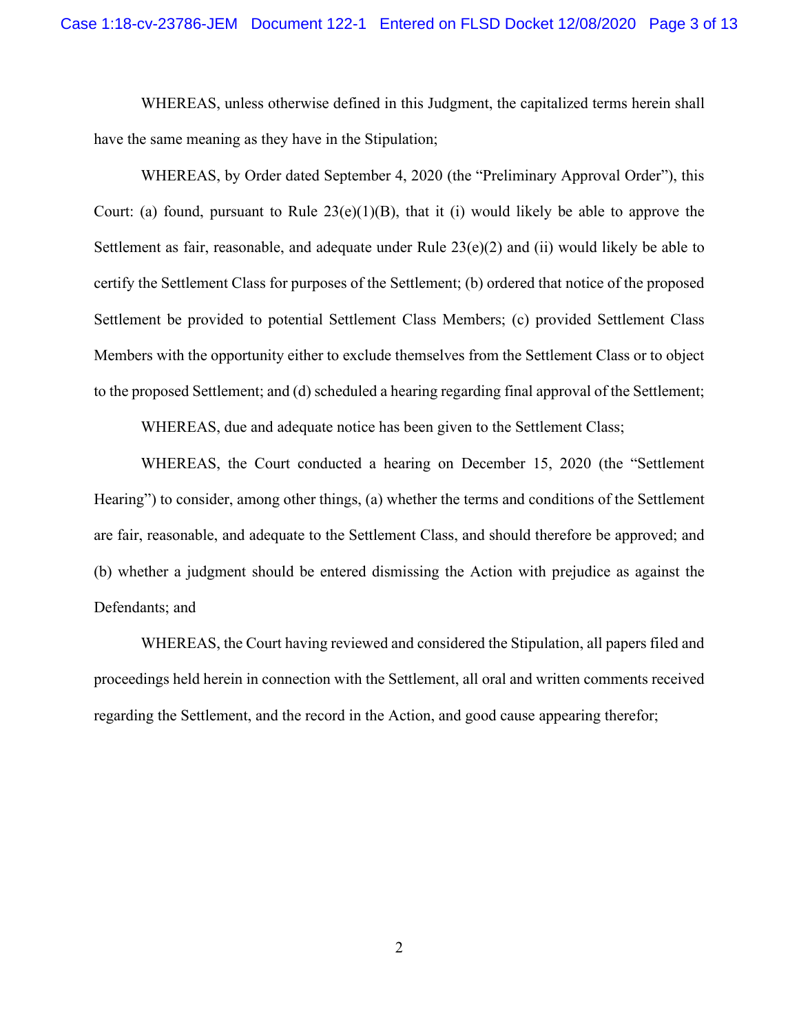WHEREAS, unless otherwise defined in this Judgment, the capitalized terms herein shall have the same meaning as they have in the Stipulation;

WHEREAS, by Order dated September 4, 2020 (the "Preliminary Approval Order"), this Court: (a) found, pursuant to Rule 23(e)(1)(B), that it (i) would likely be able to approve the Settlement as fair, reasonable, and adequate under Rule 23(e)(2) and (ii) would likely be able to certify the Settlement Class for purposes of the Settlement; (b) ordered that notice of the proposed Settlement be provided to potential Settlement Class Members; (c) provided Settlement Class Members with the opportunity either to exclude themselves from the Settlement Class or to object to the proposed Settlement; and (d) scheduled a hearing regarding final approval of the Settlement;

WHEREAS, due and adequate notice has been given to the Settlement Class;

WHEREAS, the Court conducted a hearing on December 15, 2020 (the "Settlement Hearing") to consider, among other things, (a) whether the terms and conditions of the Settlement are fair, reasonable, and adequate to the Settlement Class, and should therefore be approved; and (b) whether a judgment should be entered dismissing the Action with prejudice as against the Defendants; and

WHEREAS, the Court having reviewed and considered the Stipulation, all papers filed and proceedings held herein in connection with the Settlement, all oral and written comments received regarding the Settlement, and the record in the Action, and good cause appearing therefor;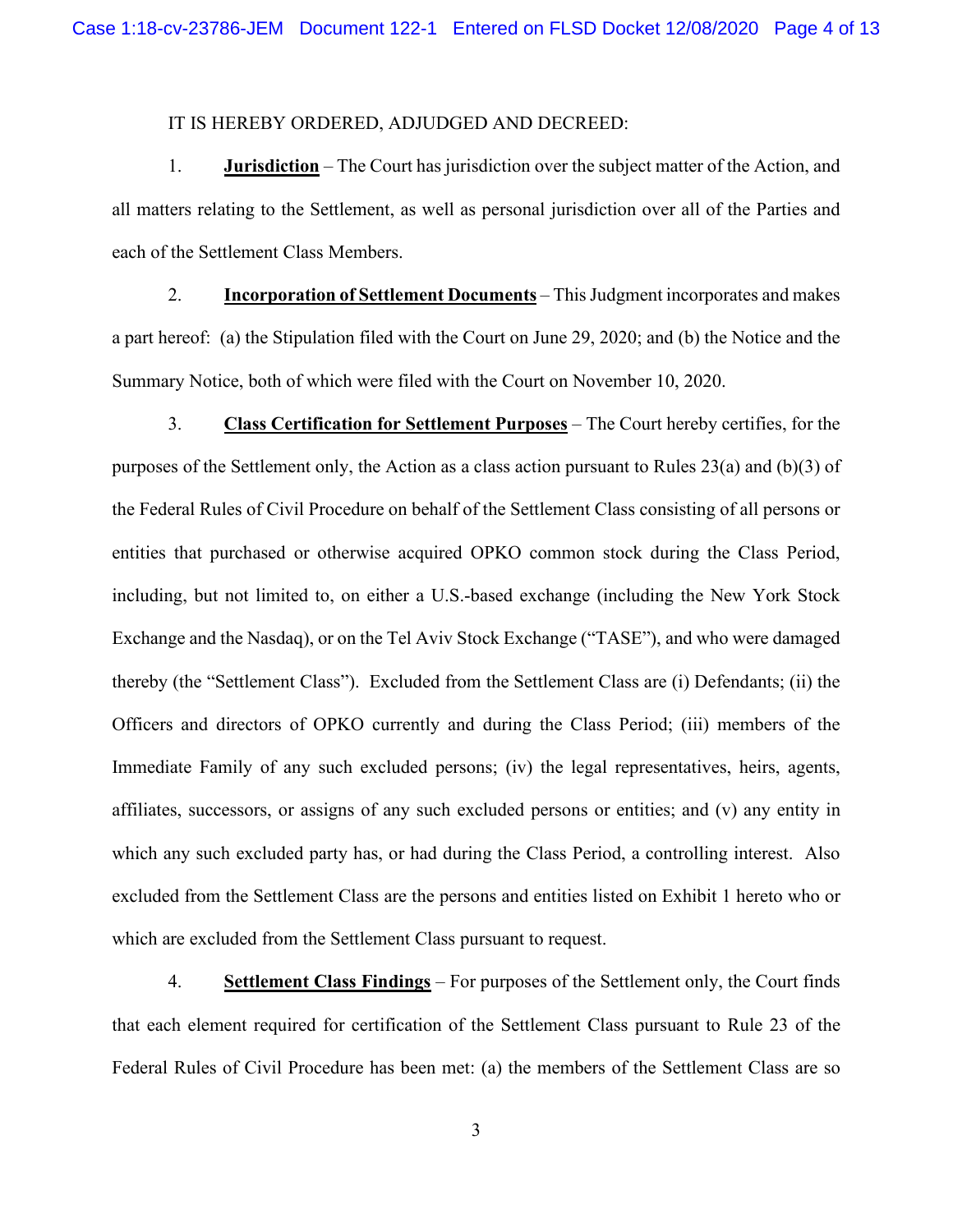IT IS HEREBY ORDERED, ADJUDGED AND DECREED:

1. **Jurisdiction** – The Court has jurisdiction over the subject matter of the Action, and all matters relating to the Settlement, as well as personal jurisdiction over all of the Parties and each of the Settlement Class Members.

2. **Incorporation of Settlement Documents** – This Judgment incorporates and makes a part hereof: (a) the Stipulation filed with the Court on June 29, 2020; and (b) the Notice and the Summary Notice, both of which were filed with the Court on November 10, 2020.

3. **Class Certification for Settlement Purposes** – The Court hereby certifies, for the purposes of the Settlement only, the Action as a class action pursuant to Rules 23(a) and (b)(3) of the Federal Rules of Civil Procedure on behalf of the Settlement Class consisting of all persons or entities that purchased or otherwise acquired OPKO common stock during the Class Period, including, but not limited to, on either a U.S.-based exchange (including the New York Stock Exchange and the Nasdaq), or on the Tel Aviv Stock Exchange ("TASE"), and who were damaged thereby (the "Settlement Class"). Excluded from the Settlement Class are (i) Defendants; (ii) the Officers and directors of OPKO currently and during the Class Period; (iii) members of the Immediate Family of any such excluded persons; (iv) the legal representatives, heirs, agents, affiliates, successors, or assigns of any such excluded persons or entities; and (v) any entity in which any such excluded party has, or had during the Class Period, a controlling interest. Also excluded from the Settlement Class are the persons and entities listed on Exhibit 1 hereto who or which are excluded from the Settlement Class pursuant to request.

4. **Settlement Class Findings** – For purposes of the Settlement only, the Court finds that each element required for certification of the Settlement Class pursuant to Rule 23 of the Federal Rules of Civil Procedure has been met: (a) the members of the Settlement Class are so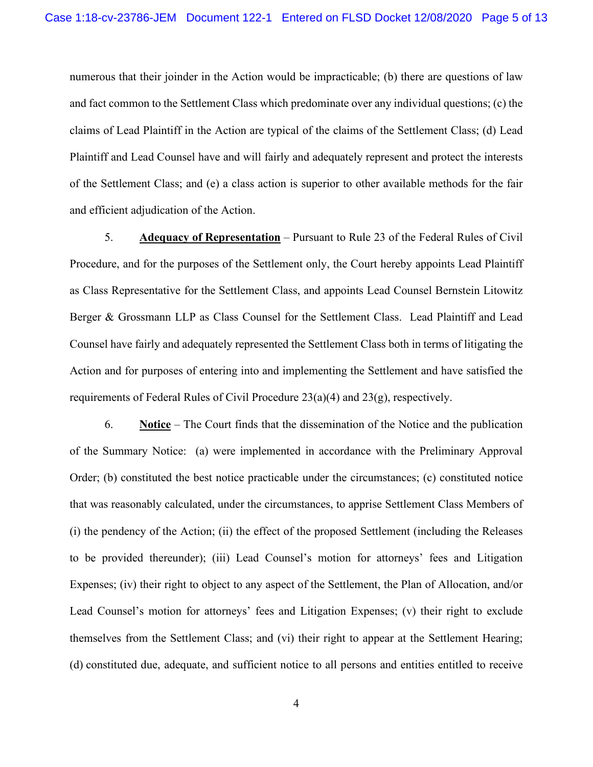numerous that their joinder in the Action would be impracticable; (b) there are questions of law and fact common to the Settlement Class which predominate over any individual questions; (c) the claims of Lead Plaintiff in the Action are typical of the claims of the Settlement Class; (d) Lead Plaintiff and Lead Counsel have and will fairly and adequately represent and protect the interests of the Settlement Class; and (e) a class action is superior to other available methods for the fair and efficient adjudication of the Action.

5. **Adequacy of Representation** – Pursuant to Rule 23 of the Federal Rules of Civil Procedure, and for the purposes of the Settlement only, the Court hereby appoints Lead Plaintiff as Class Representative for the Settlement Class, and appoints Lead Counsel Bernstein Litowitz Berger & Grossmann LLP as Class Counsel for the Settlement Class. Lead Plaintiff and Lead Counsel have fairly and adequately represented the Settlement Class both in terms of litigating the Action and for purposes of entering into and implementing the Settlement and have satisfied the requirements of Federal Rules of Civil Procedure 23(a)(4) and 23(g), respectively.

6. **Notice** – The Court finds that the dissemination of the Notice and the publication of the Summary Notice: (a) were implemented in accordance with the Preliminary Approval Order; (b) constituted the best notice practicable under the circumstances; (c) constituted notice that was reasonably calculated, under the circumstances, to apprise Settlement Class Members of (i) the pendency of the Action; (ii) the effect of the proposed Settlement (including the Releases to be provided thereunder); (iii) Lead Counsel's motion for attorneys' fees and Litigation Expenses; (iv) their right to object to any aspect of the Settlement, the Plan of Allocation, and/or Lead Counsel's motion for attorneys' fees and Litigation Expenses; (v) their right to exclude themselves from the Settlement Class; and (vi) their right to appear at the Settlement Hearing; (d) constituted due, adequate, and sufficient notice to all persons and entities entitled to receive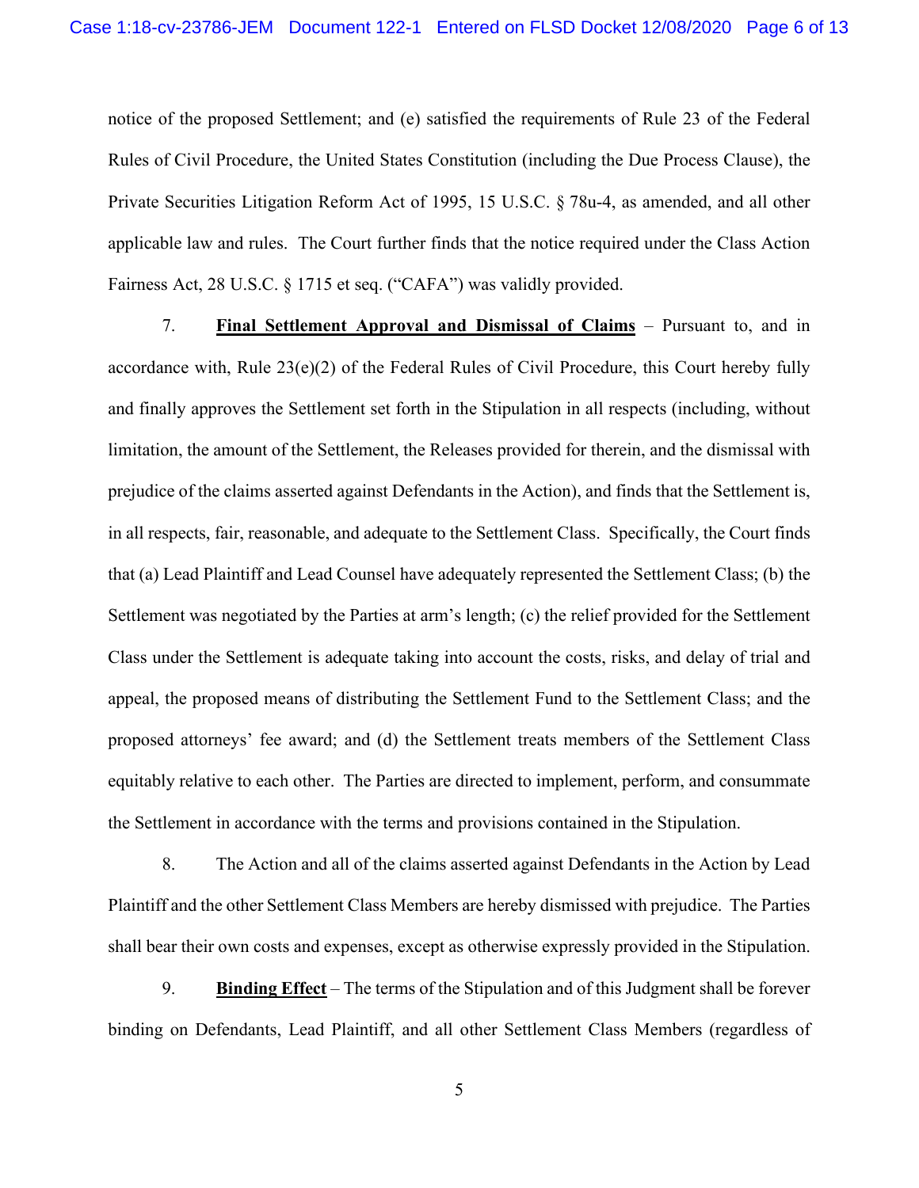notice of the proposed Settlement; and (e) satisfied the requirements of Rule 23 of the Federal Rules of Civil Procedure, the United States Constitution (including the Due Process Clause), the Private Securities Litigation Reform Act of 1995, 15 U.S.C. § 78u-4, as amended, and all other applicable law and rules. The Court further finds that the notice required under the Class Action Fairness Act, 28 U.S.C. § 1715 et seq. ("CAFA") was validly provided.

7. **Final Settlement Approval and Dismissal of Claims** – Pursuant to, and in accordance with, Rule 23(e)(2) of the Federal Rules of Civil Procedure, this Court hereby fully and finally approves the Settlement set forth in the Stipulation in all respects (including, without limitation, the amount of the Settlement, the Releases provided for therein, and the dismissal with prejudice of the claims asserted against Defendants in the Action), and finds that the Settlement is, in all respects, fair, reasonable, and adequate to the Settlement Class. Specifically, the Court finds that (a) Lead Plaintiff and Lead Counsel have adequately represented the Settlement Class; (b) the Settlement was negotiated by the Parties at arm's length; (c) the relief provided for the Settlement Class under the Settlement is adequate taking into account the costs, risks, and delay of trial and appeal, the proposed means of distributing the Settlement Fund to the Settlement Class; and the proposed attorneys' fee award; and (d) the Settlement treats members of the Settlement Class equitably relative to each other. The Parties are directed to implement, perform, and consummate the Settlement in accordance with the terms and provisions contained in the Stipulation.

8. The Action and all of the claims asserted against Defendants in the Action by Lead Plaintiff and the other Settlement Class Members are hereby dismissed with prejudice. The Parties shall bear their own costs and expenses, except as otherwise expressly provided in the Stipulation.

9. **Binding Effect** – The terms of the Stipulation and of this Judgment shall be forever binding on Defendants, Lead Plaintiff, and all other Settlement Class Members (regardless of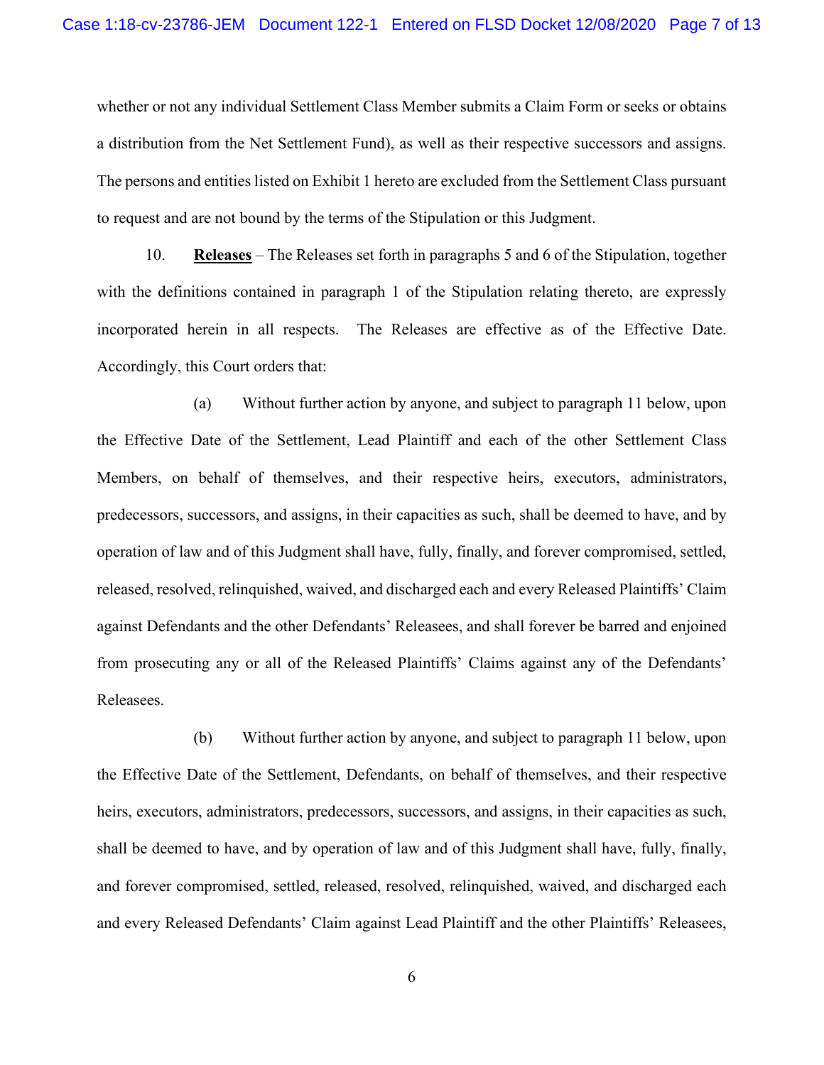whether or not any individual Settlement Class Member submits a Claim Form or seeks or obtains a distribution from the Net Settlement Fund), as well as their respective successors and assigns. The persons and entities listed on Exhibit 1 hereto are excluded from the Settlement Class pursuant to request and are not bound by the terms of the Stipulation or this Judgment.

10. **Releases** – The Releases set forth in paragraphs 5 and 6 of the Stipulation, together with the definitions contained in paragraph 1 of the Stipulation relating thereto, are expressly incorporated herein in all respects. The Releases are effective as of the Effective Date. Accordingly, this Court orders that:

(a) Without further action by anyone, and subject to paragraph 11 below, upon the Effective Date of the Settlement, Lead Plaintiff and each of the other Settlement Class Members, on behalf of themselves, and their respective heirs, executors, administrators, predecessors, successors, and assigns, in their capacities as such, shall be deemed to have, and by operation of law and of this Judgment shall have, fully, finally, and forever compromised, settled, released, resolved, relinquished, waived, and discharged each and every Released Plaintiffs' Claim against Defendants and the other Defendants' Releasees, and shall forever be barred and enjoined from prosecuting any or all of the Released Plaintiffs' Claims against any of the Defendants' Releasees.

(b) Without further action by anyone, and subject to paragraph 11 below, upon the Effective Date of the Settlement, Defendants, on behalf of themselves, and their respective heirs, executors, administrators, predecessors, successors, and assigns, in their capacities as such, shall be deemed to have, and by operation of law and of this Judgment shall have, fully, finally, and forever compromised, settled, released, resolved, relinquished, waived, and discharged each and every Released Defendants' Claim against Lead Plaintiff and the other Plaintiffs' Releasees,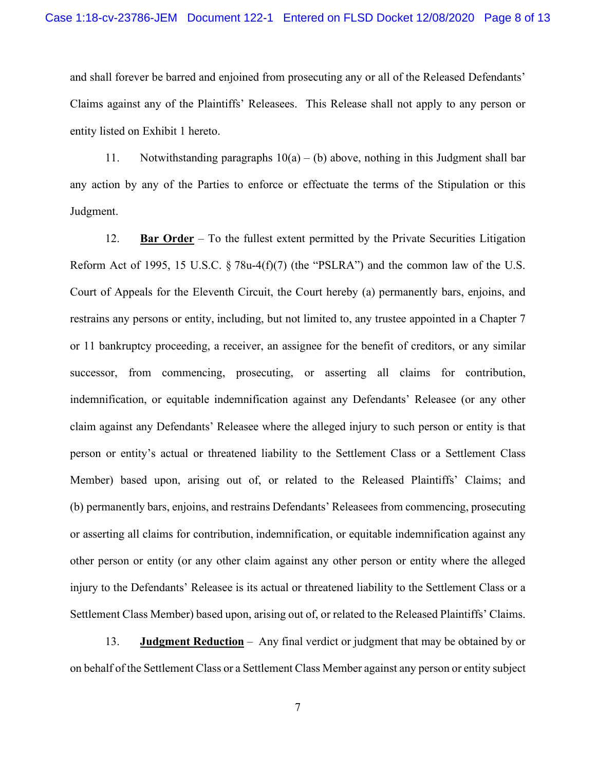and shall forever be barred and enjoined from prosecuting any or all of the Released Defendants' Claims against any of the Plaintiffs' Releasees. This Release shall not apply to any person or entity listed on Exhibit 1 hereto.

11. Notwithstanding paragraphs 10(a) – (b) above, nothing in this Judgment shall bar any action by any of the Parties to enforce or effectuate the terms of the Stipulation or this Judgment.

12. **Bar Order** – To the fullest extent permitted by the Private Securities Litigation Reform Act of 1995, 15 U.S.C. § 78u-4(f)(7) (the "PSLRA") and the common law of the U.S. Court of Appeals for the Eleventh Circuit, the Court hereby (a) permanently bars, enjoins, and restrains any persons or entity, including, but not limited to, any trustee appointed in a Chapter 7 or 11 bankruptcy proceeding, a receiver, an assignee for the benefit of creditors, or any similar successor, from commencing, prosecuting, or asserting all claims for contribution, indemnification, or equitable indemnification against any Defendants' Releasee (or any other claim against any Defendants' Releasee where the alleged injury to such person or entity is that person or entity's actual or threatened liability to the Settlement Class or a Settlement Class Member) based upon, arising out of, or related to the Released Plaintiffs' Claims; and (b) permanently bars, enjoins, and restrains Defendants' Releasees from commencing, prosecuting or asserting all claims for contribution, indemnification, or equitable indemnification against any other person or entity (or any other claim against any other person or entity where the alleged injury to the Defendants' Releasee is its actual or threatened liability to the Settlement Class or a Settlement Class Member) based upon, arising out of, or related to the Released Plaintiffs' Claims.

13. **Judgment Reduction** – Any final verdict or judgment that may be obtained by or on behalf of the Settlement Class or a Settlement Class Member against any person or entity subject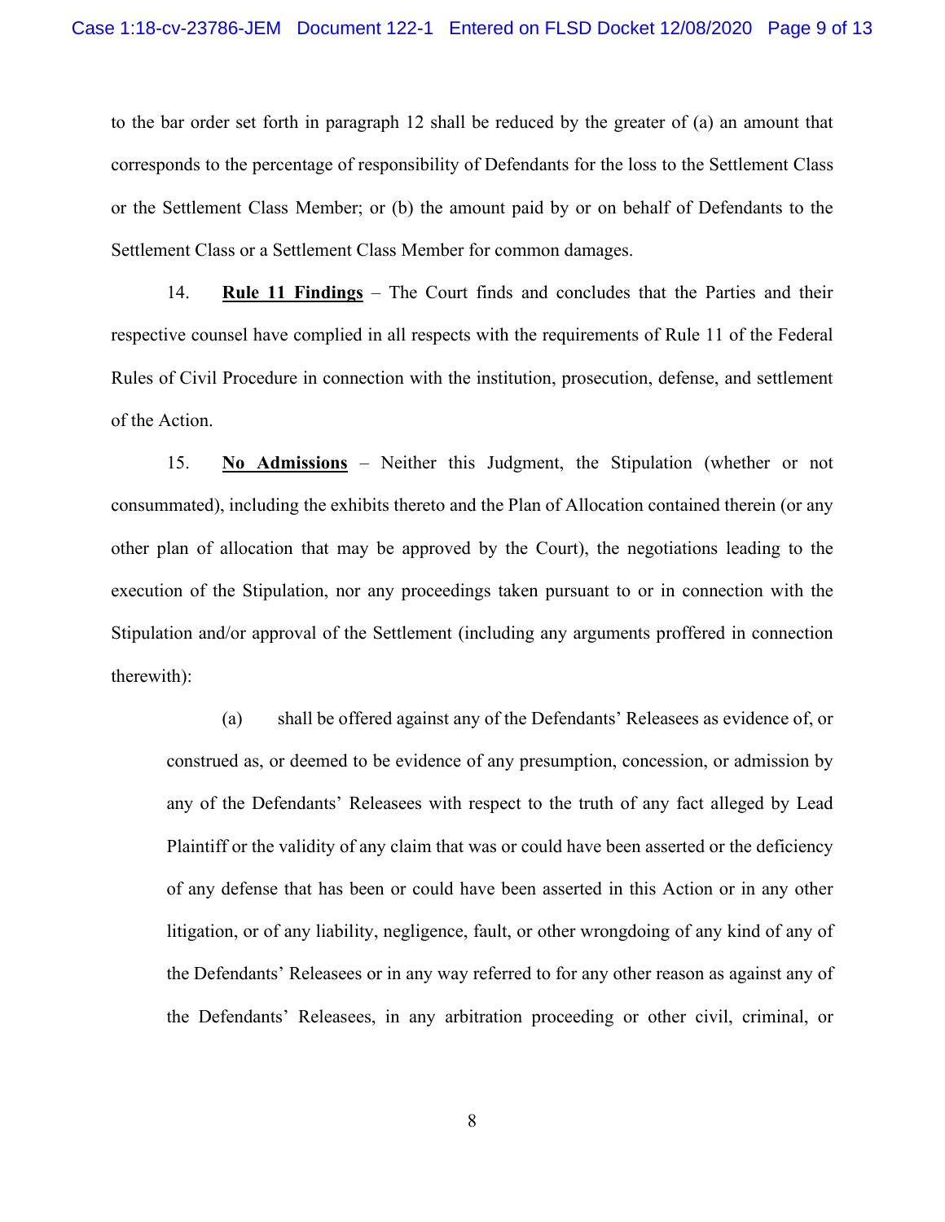to the bar order set forth in paragraph 12 shall be reduced by the greater of (a) an amount that corresponds to the percentage of responsibility of Defendants for the loss to the Settlement Class or the Settlement Class Member; or (b) the amount paid by or on behalf of Defendants to the Settlement Class or a Settlement Class Member for common damages.

14. **Rule 11 Findings** – The Court finds and concludes that the Parties and their respective counsel have complied in all respects with the requirements of Rule 11 of the Federal Rules of Civil Procedure in connection with the institution, prosecution, defense, and settlement of the Action.

15. **No Admissions** – Neither this Judgment, the Stipulation (whether or not consummated), including the exhibits thereto and the Plan of Allocation contained therein (or any other plan of allocation that may be approved by the Court), the negotiations leading to the execution of the Stipulation, nor any proceedings taken pursuant to or in connection with the Stipulation and/or approval of the Settlement (including any arguments proffered in connection therewith):

(a) shall be offered against any of the Defendants' Releasees as evidence of, or construed as, or deemed to be evidence of any presumption, concession, or admission by any of the Defendants' Releasees with respect to the truth of any fact alleged by Lead Plaintiff or the validity of any claim that was or could have been asserted or the deficiency of any defense that has been or could have been asserted in this Action or in any other litigation, or of any liability, negligence, fault, or other wrongdoing of any kind of any of the Defendants' Releasees or in any way referred to for any other reason as against any of the Defendants' Releasees, in any arbitration proceeding or other civil, criminal, or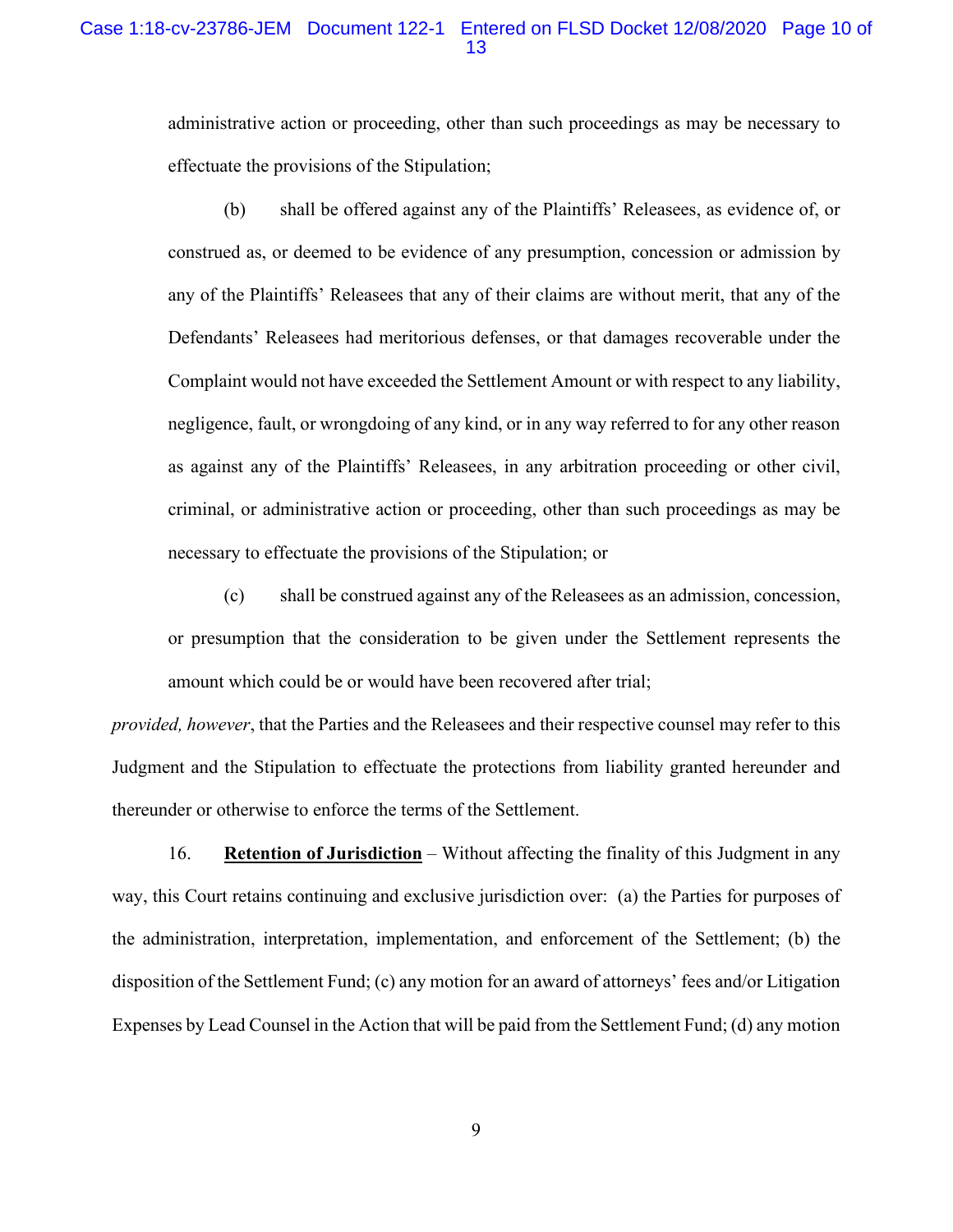administrative action or proceeding, other than such proceedings as may be necessary to effectuate the provisions of the Stipulation;

(b) shall be offered against any of the Plaintiffs' Releasees, as evidence of, or construed as, or deemed to be evidence of any presumption, concession or admission by any of the Plaintiffs' Releasees that any of their claims are without merit, that any of the Defendants' Releasees had meritorious defenses, or that damages recoverable under the Complaint would not have exceeded the Settlement Amount or with respect to any liability, negligence, fault, or wrongdoing of any kind, or in any way referred to for any other reason as against any of the Plaintiffs' Releasees, in any arbitration proceeding or other civil, criminal, or administrative action or proceeding, other than such proceedings as may be necessary to effectuate the provisions of the Stipulation; or

(c) shall be construed against any of the Releasees as an admission, concession, or presumption that the consideration to be given under the Settlement represents the amount which could be or would have been recovered after trial;

*provided, however*, that the Parties and the Releasees and their respective counsel may refer to this Judgment and the Stipulation to effectuate the protections from liability granted hereunder and thereunder or otherwise to enforce the terms of the Settlement.

16. **Retention of Jurisdiction** – Without affecting the finality of this Judgment in any way, this Court retains continuing and exclusive jurisdiction over: (a) the Parties for purposes of the administration, interpretation, implementation, and enforcement of the Settlement; (b) the disposition of the Settlement Fund; (c) any motion for an award of attorneys' fees and/or Litigation Expenses by Lead Counsel in the Action that will be paid from the Settlement Fund; (d) any motion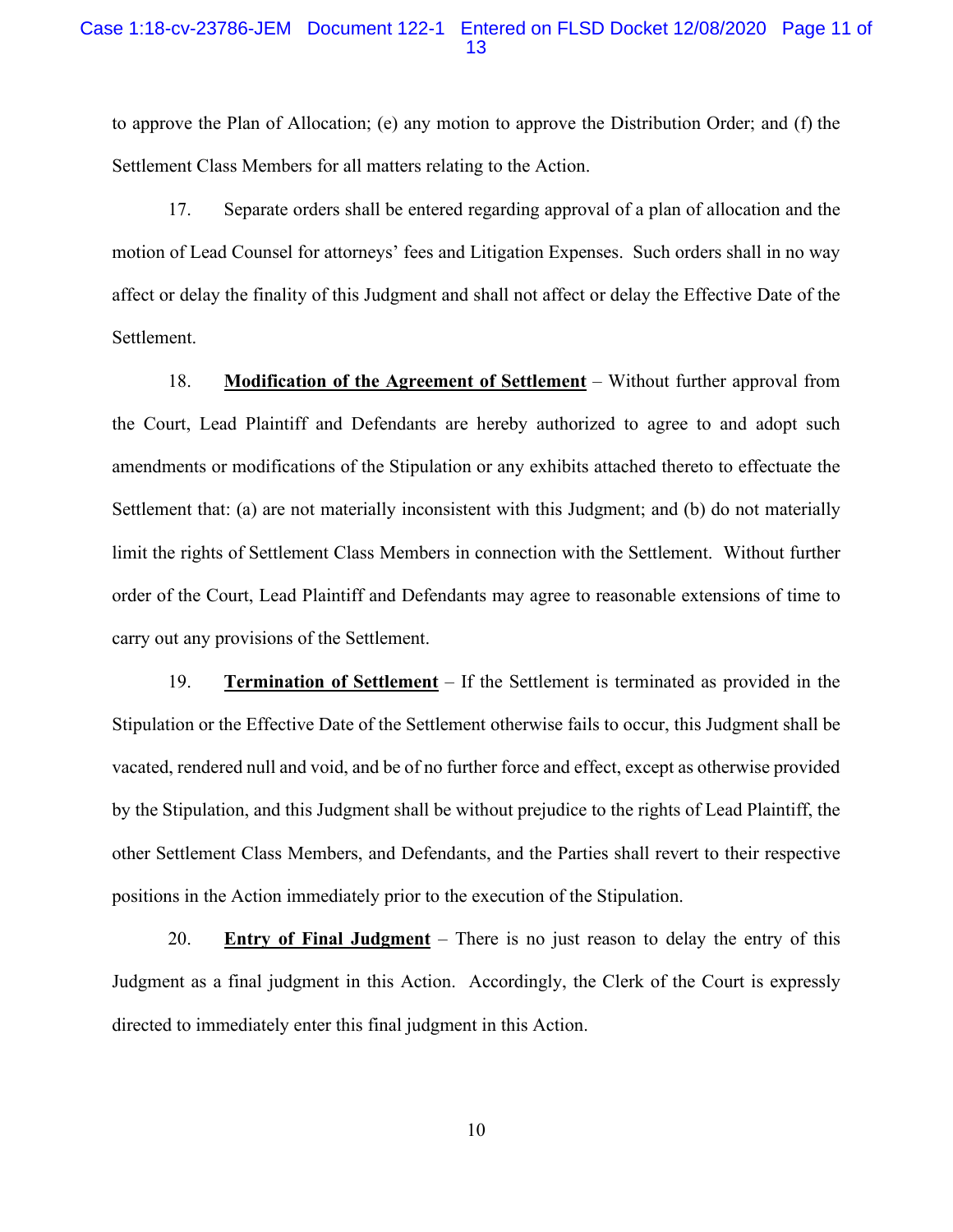to approve the Plan of Allocation; (e) any motion to approve the Distribution Order; and (f) the Settlement Class Members for all matters relating to the Action.

17. Separate orders shall be entered regarding approval of a plan of allocation and the motion of Lead Counsel for attorneys' fees and Litigation Expenses. Such orders shall in no way affect or delay the finality of this Judgment and shall not affect or delay the Effective Date of the Settlement.

18. **Modification of the Agreement of Settlement** – Without further approval from the Court, Lead Plaintiff and Defendants are hereby authorized to agree to and adopt such amendments or modifications of the Stipulation or any exhibits attached thereto to effectuate the Settlement that: (a) are not materially inconsistent with this Judgment; and (b) do not materially limit the rights of Settlement Class Members in connection with the Settlement. Without further order of the Court, Lead Plaintiff and Defendants may agree to reasonable extensions of time to carry out any provisions of the Settlement.

19. **Termination of Settlement** – If the Settlement is terminated as provided in the Stipulation or the Effective Date of the Settlement otherwise fails to occur, this Judgment shall be vacated, rendered null and void, and be of no further force and effect, except as otherwise provided by the Stipulation, and this Judgment shall be without prejudice to the rights of Lead Plaintiff, the other Settlement Class Members, and Defendants, and the Parties shall revert to their respective positions in the Action immediately prior to the execution of the Stipulation.

20. **Entry of Final Judgment** – There is no just reason to delay the entry of this Judgment as a final judgment in this Action. Accordingly, the Clerk of the Court is expressly directed to immediately enter this final judgment in this Action.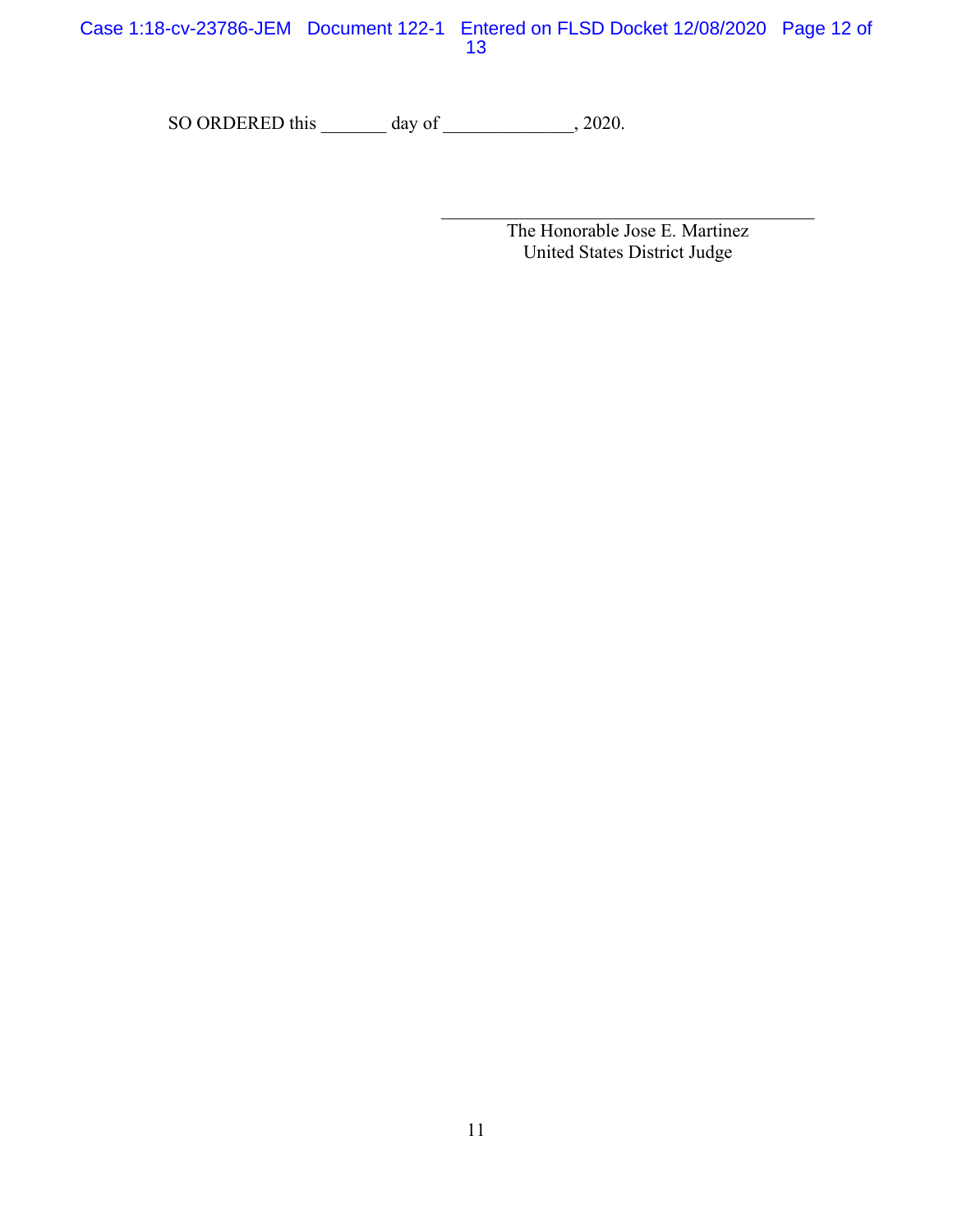SO ORDERED this _______ day of ______________, 2020.

\_\_\_\_\_\_\_\_\_\_\_\_\_\_\_\_\_\_\_\_\_\_\_\_\_\_\_\_\_\_\_\_\_\_\_\_\_\_

The Honorable Jose E. Martinez
United States District Judge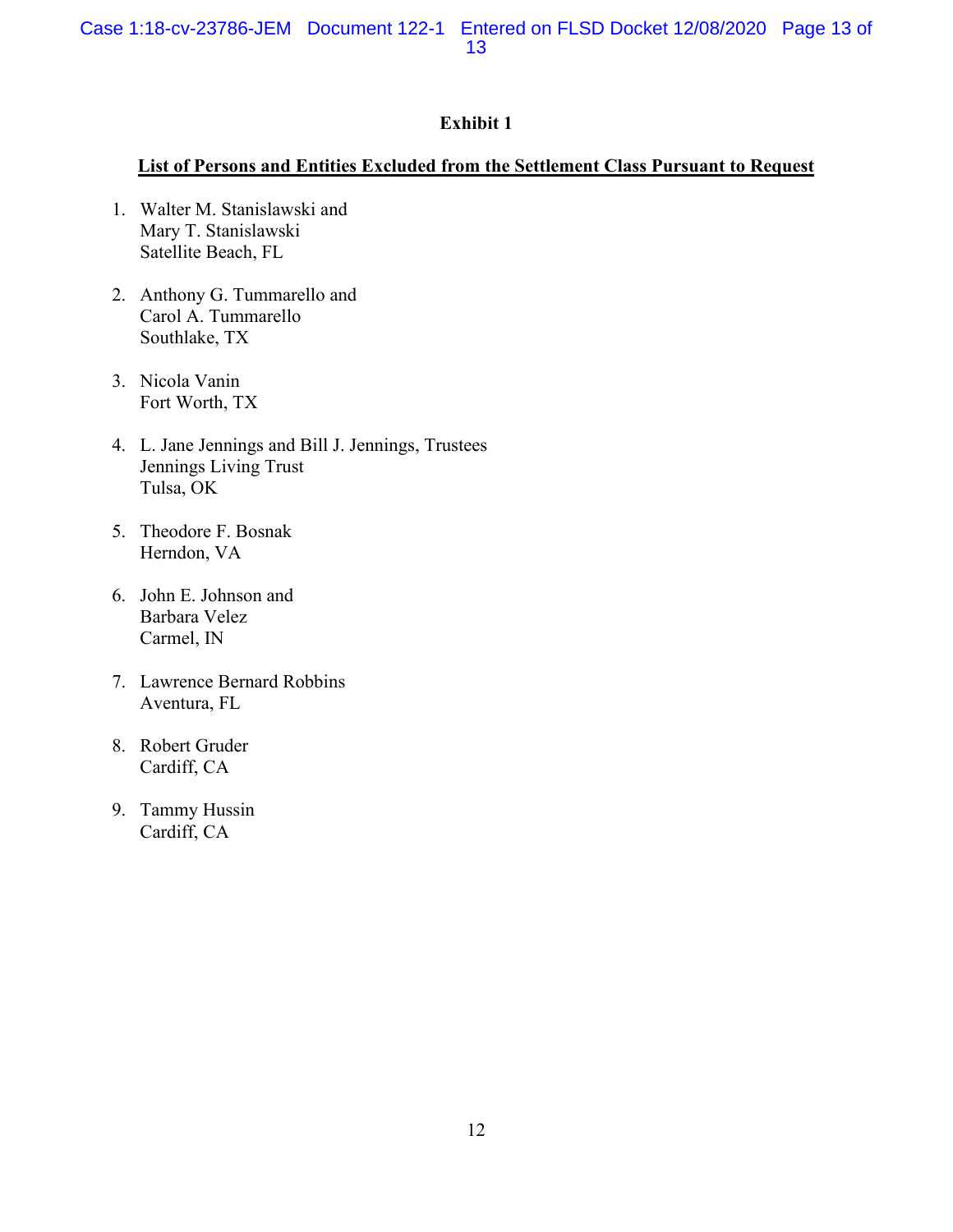# Exhibit 1

**List of Persons and Entities Excluded from the Settlement Class Pursuant to Request**

1. Walter M. Stanislawski and
   Mary T. Stanislawski
   Satellite Beach, FL

2. Anthony G. Tummarello and
   Carol A. Tummarello
   Southlake, TX

3. Nicola Vanin
   Fort Worth, TX

4. L. Jane Jennings and Bill J. Jennings, Trustees
   Jennings Living Trust
   Tulsa, OK

5. Theodore F. Bosnak
   Herndon, VA

6. John E. Johnson and
   Barbara Velez
   Carmel, IN

7. Lawrence Bernard Robbins
   Aventura, FL

8. Robert Gruder
   Cardiff, CA

9. Tammy Hussin
   Cardiff, CA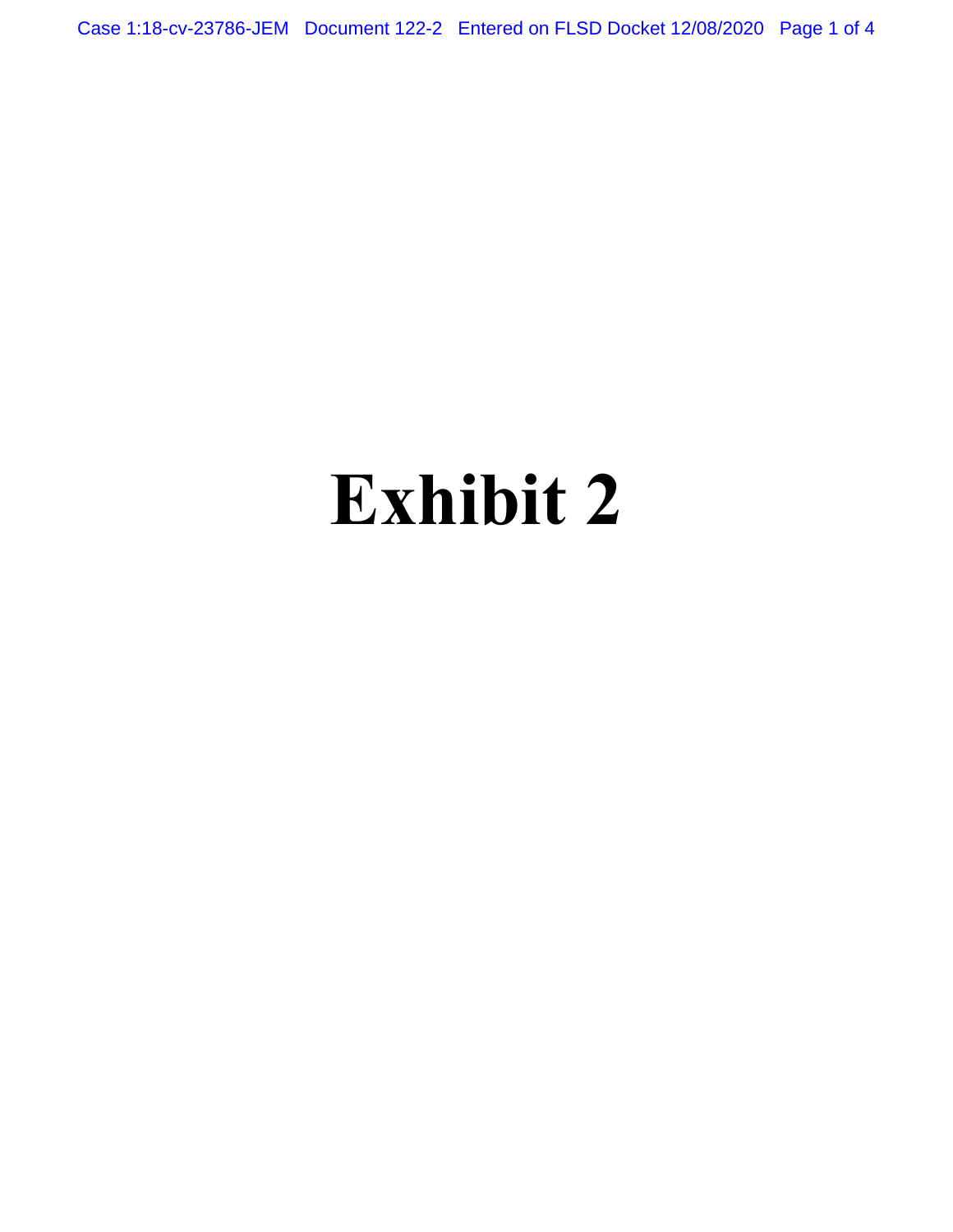# Exhibit 2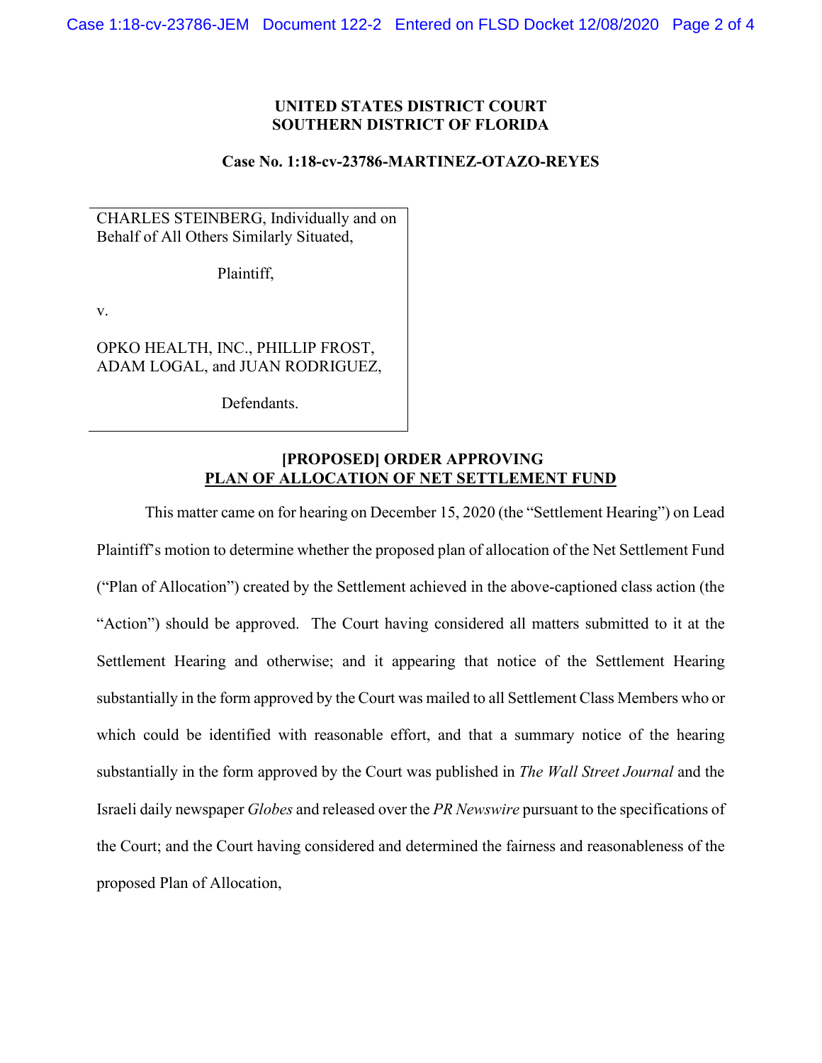**UNITED STATES DISTRICT COURT**
**SOUTHERN DISTRICT OF FLORIDA**

**Case No. 1:18-cv-23786-MARTINEZ-OTAZO-REYES**

CHARLES STEINBERG, Individually and on Behalf of All Others Similarly Situated,

Plaintiff,

v.

OPKO HEALTH, INC., PHILLIP FROST, ADAM LOGAL, and JUAN RODRIGUEZ,

Defendants.

**[PROPOSED] ORDER APPROVING**
**PLAN OF ALLOCATION OF NET SETTLEMENT FUND**

This matter came on for hearing on December 15, 2020 (the "Settlement Hearing") on Lead Plaintiff's motion to determine whether the proposed plan of allocation of the Net Settlement Fund ("Plan of Allocation") created by the Settlement achieved in the above-captioned class action (the "Action") should be approved. The Court having considered all matters submitted to it at the Settlement Hearing and otherwise; and it appearing that notice of the Settlement Hearing substantially in the form approved by the Court was mailed to all Settlement Class Members who or which could be identified with reasonable effort, and that a summary notice of the hearing substantially in the form approved by the Court was published in *The Wall Street Journal* and the Israeli daily newspaper *Globes* and released over the *PR Newswire* pursuant to the specifications of the Court; and the Court having considered and determined the fairness and reasonableness of the proposed Plan of Allocation,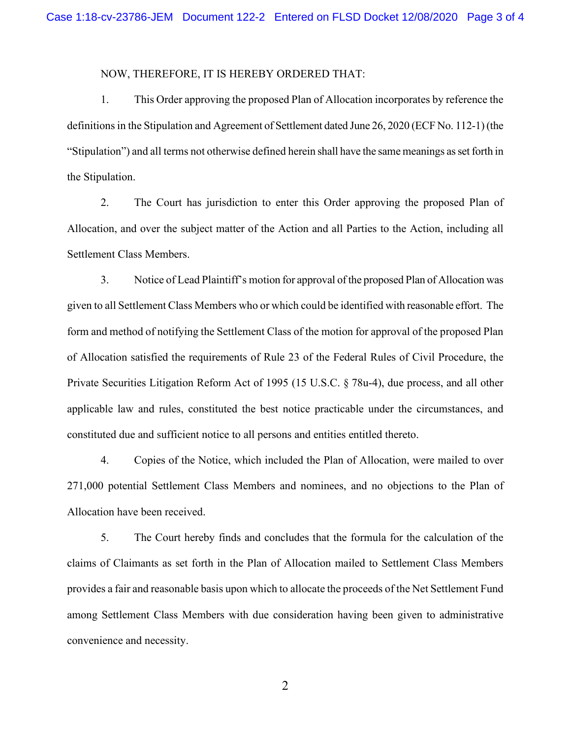NOW, THEREFORE, IT IS HEREBY ORDERED THAT:

1. This Order approving the proposed Plan of Allocation incorporates by reference the definitions in the Stipulation and Agreement of Settlement dated June 26, 2020 (ECF No. 112-1) (the "Stipulation") and all terms not otherwise defined herein shall have the same meanings as set forth in the Stipulation.

2. The Court has jurisdiction to enter this Order approving the proposed Plan of Allocation, and over the subject matter of the Action and all Parties to the Action, including all Settlement Class Members.

3. Notice of Lead Plaintiff's motion for approval of the proposed Plan of Allocation was given to all Settlement Class Members who or which could be identified with reasonable effort. The form and method of notifying the Settlement Class of the motion for approval of the proposed Plan of Allocation satisfied the requirements of Rule 23 of the Federal Rules of Civil Procedure, the Private Securities Litigation Reform Act of 1995 (15 U.S.C. § 78u-4), due process, and all other applicable law and rules, constituted the best notice practicable under the circumstances, and constituted due and sufficient notice to all persons and entities entitled thereto.

4. Copies of the Notice, which included the Plan of Allocation, were mailed to over 271,000 potential Settlement Class Members and nominees, and no objections to the Plan of Allocation have been received.

5. The Court hereby finds and concludes that the formula for the calculation of the claims of Claimants as set forth in the Plan of Allocation mailed to Settlement Class Members provides a fair and reasonable basis upon which to allocate the proceeds of the Net Settlement Fund among Settlement Class Members with due consideration having been given to administrative convenience and necessity.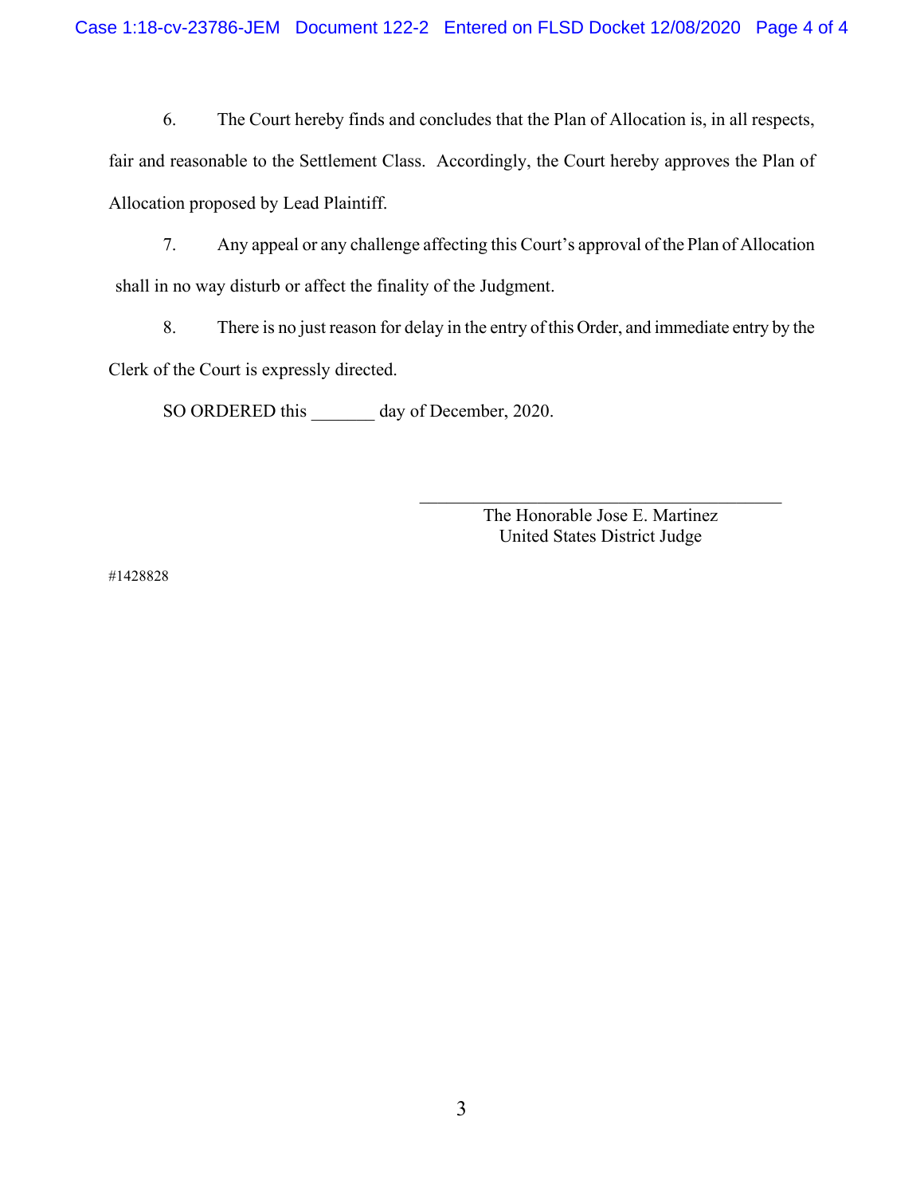6. The Court hereby finds and concludes that the Plan of Allocation is, in all respects, fair and reasonable to the Settlement Class. Accordingly, the Court hereby approves the Plan of Allocation proposed by Lead Plaintiff.

7. Any appeal or any challenge affecting this Court's approval of the Plan of Allocation shall in no way disturb or affect the finality of the Judgment.

8. There is no just reason for delay in the entry of this Order, and immediate entry by the Clerk of the Court is expressly directed.

SO ORDERED this _______ day of December, 2020.

_____________________________________
The Honorable Jose E. Martinez
United States District Judge

#1428828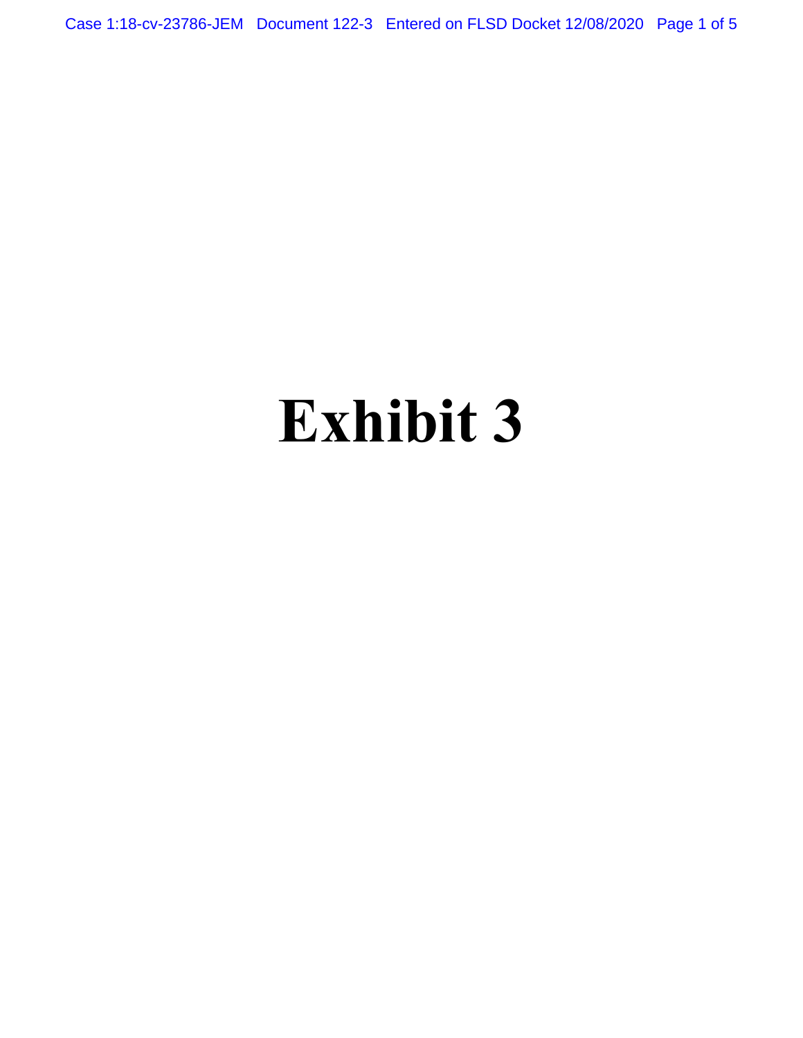# Exhibit 3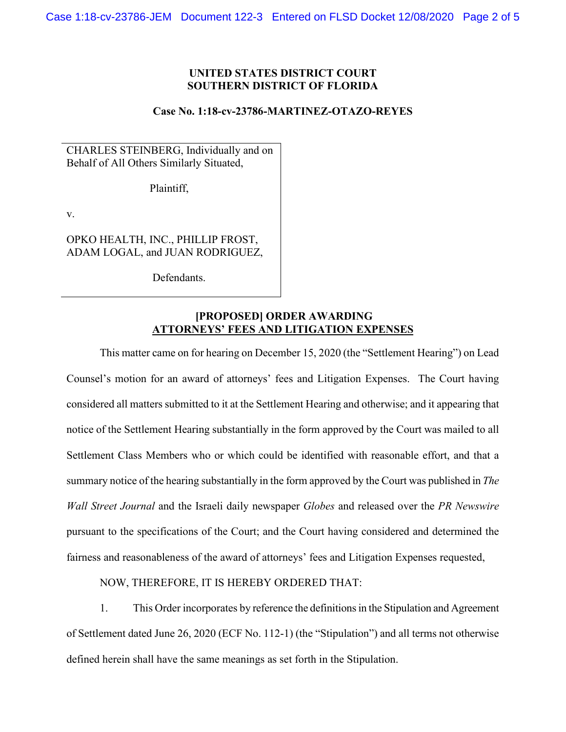**UNITED STATES DISTRICT COURT**
**SOUTHERN DISTRICT OF FLORIDA**

**Case No. 1:18-cv-23786-MARTINEZ-OTAZO-REYES**

| |
|---|
| CHARLES STEINBERG, Individually and on Behalf of All Others Similarly Situated,<br><br>Plaintiff,<br><br>v.<br><br>OPKO HEALTH, INC., PHILLIP FROST, ADAM LOGAL, and JUAN RODRIGUEZ,<br><br>Defendants. |

**[PROPOSED] ORDER AWARDING ATTORNEYS' FEES AND LITIGATION EXPENSES**

This matter came on for hearing on December 15, 2020 (the "Settlement Hearing") on Lead Counsel's motion for an award of attorneys' fees and Litigation Expenses. The Court having considered all matters submitted to it at the Settlement Hearing and otherwise; and it appearing that notice of the Settlement Hearing substantially in the form approved by the Court was mailed to all Settlement Class Members who or which could be identified with reasonable effort, and that a summary notice of the hearing substantially in the form approved by the Court was published in *The Wall Street Journal* and the Israeli daily newspaper *Globes* and released over the *PR Newswire* pursuant to the specifications of the Court; and the Court having considered and determined the fairness and reasonableness of the award of attorneys' fees and Litigation Expenses requested,

NOW, THEREFORE, IT IS HEREBY ORDERED THAT:

1. This Order incorporates by reference the definitions in the Stipulation and Agreement of Settlement dated June 26, 2020 (ECF No. 112-1) (the "Stipulation") and all terms not otherwise defined herein shall have the same meanings as set forth in the Stipulation.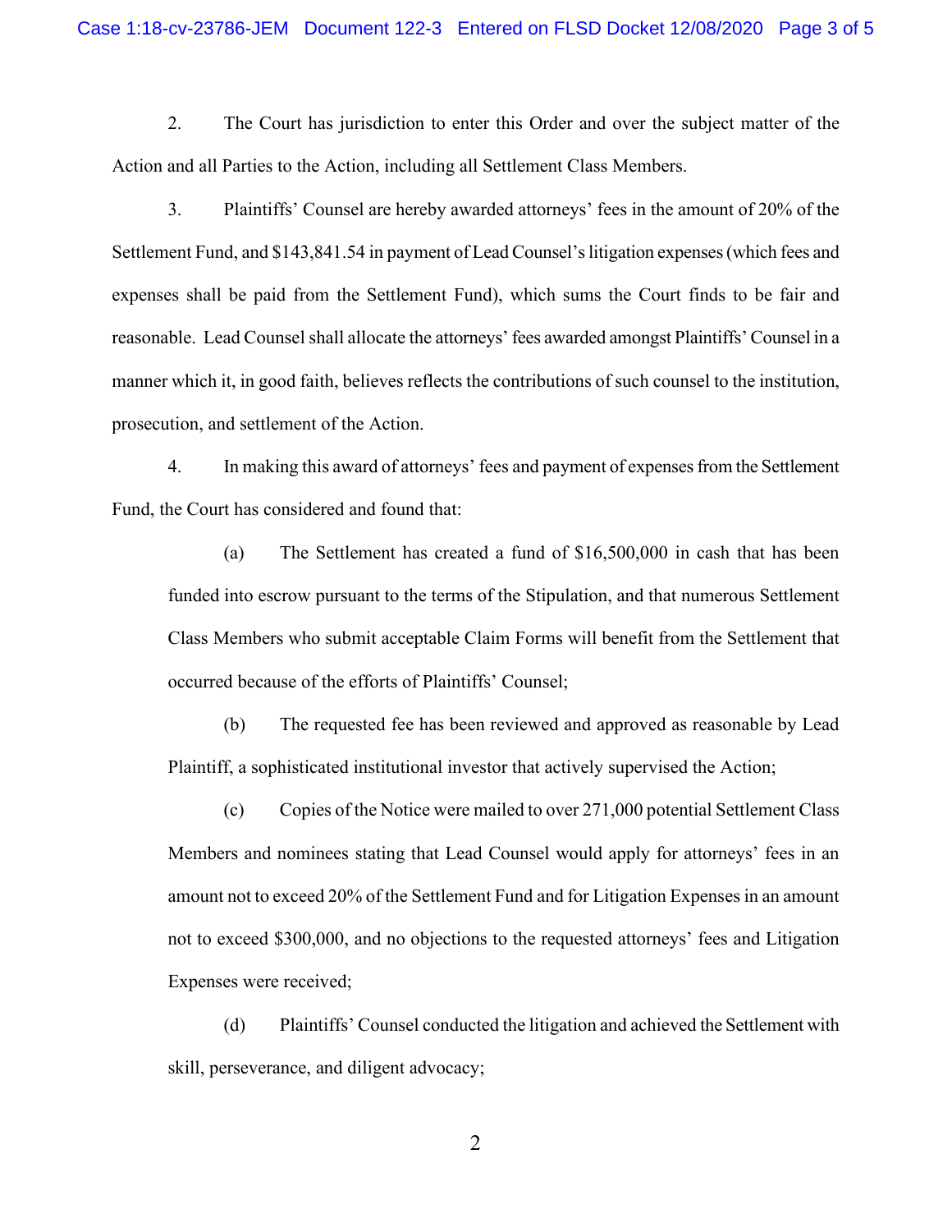2. The Court has jurisdiction to enter this Order and over the subject matter of the Action and all Parties to the Action, including all Settlement Class Members.

3. Plaintiffs' Counsel are hereby awarded attorneys' fees in the amount of 20% of the Settlement Fund, and $143,841.54 in payment of Lead Counsel's litigation expenses (which fees and expenses shall be paid from the Settlement Fund), which sums the Court finds to be fair and reasonable. Lead Counsel shall allocate the attorneys' fees awarded amongst Plaintiffs' Counsel in a manner which it, in good faith, believes reflects the contributions of such counsel to the institution, prosecution, and settlement of the Action.

4. In making this award of attorneys' fees and payment of expenses from the Settlement Fund, the Court has considered and found that:

(a) The Settlement has created a fund of $16,500,000 in cash that has been funded into escrow pursuant to the terms of the Stipulation, and that numerous Settlement Class Members who submit acceptable Claim Forms will benefit from the Settlement that occurred because of the efforts of Plaintiffs' Counsel;

(b) The requested fee has been reviewed and approved as reasonable by Lead Plaintiff, a sophisticated institutional investor that actively supervised the Action;

(c) Copies of the Notice were mailed to over 271,000 potential Settlement Class Members and nominees stating that Lead Counsel would apply for attorneys' fees in an amount not to exceed 20% of the Settlement Fund and for Litigation Expenses in an amount not to exceed $300,000, and no objections to the requested attorneys' fees and Litigation Expenses were received;

(d) Plaintiffs' Counsel conducted the litigation and achieved the Settlement with skill, perseverance, and diligent advocacy;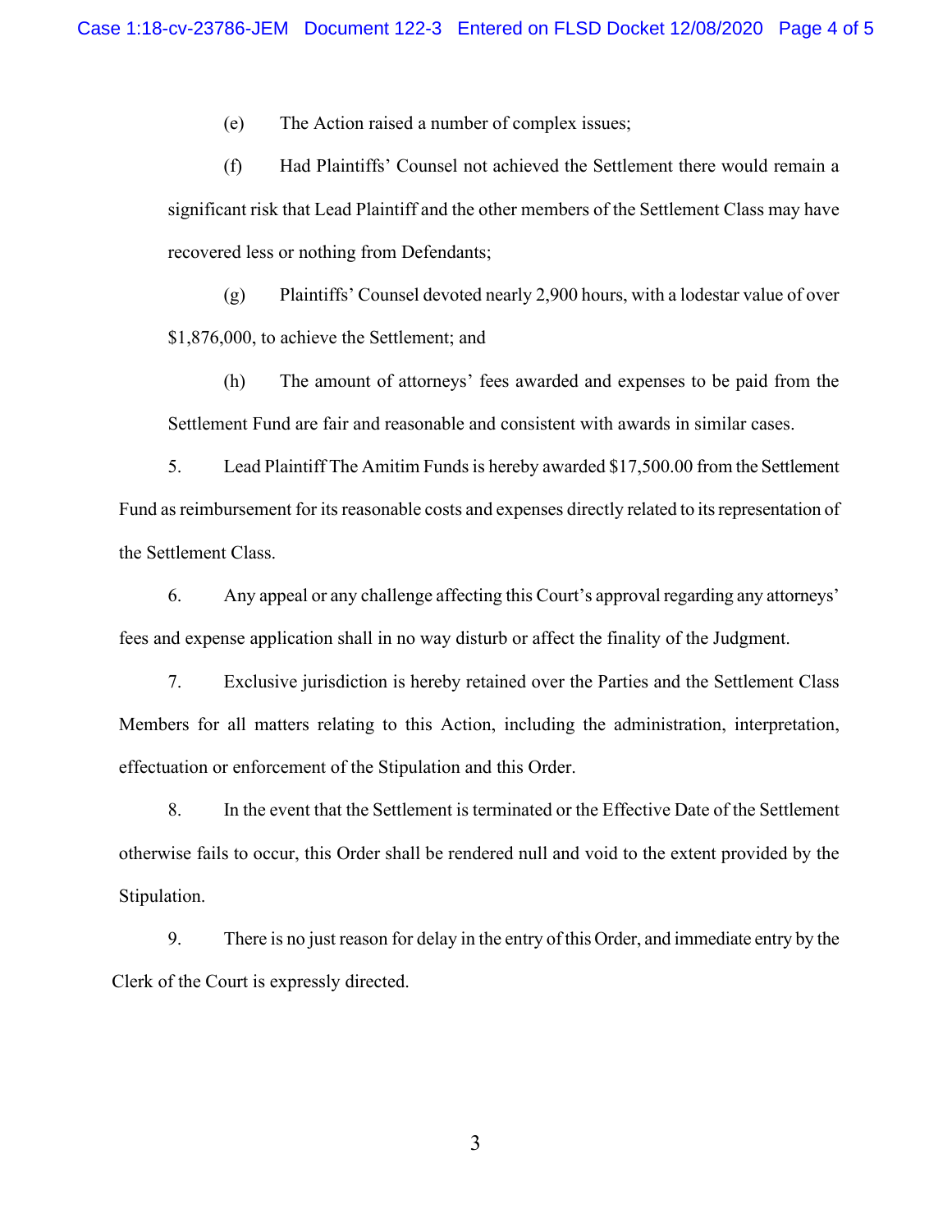(e) The Action raised a number of complex issues;

(f) Had Plaintiffs' Counsel not achieved the Settlement there would remain a significant risk that Lead Plaintiff and the other members of the Settlement Class may have recovered less or nothing from Defendants;

(g) Plaintiffs' Counsel devoted nearly 2,900 hours, with a lodestar value of over $1,876,000, to achieve the Settlement; and

(h) The amount of attorneys' fees awarded and expenses to be paid from the Settlement Fund are fair and reasonable and consistent with awards in similar cases.

5. Lead Plaintiff The Amitim Funds is hereby awarded $17,500.00 from the Settlement Fund as reimbursement for its reasonable costs and expenses directly related to its representation of the Settlement Class.

6. Any appeal or any challenge affecting this Court's approval regarding any attorneys' fees and expense application shall in no way disturb or affect the finality of the Judgment.

7. Exclusive jurisdiction is hereby retained over the Parties and the Settlement Class Members for all matters relating to this Action, including the administration, interpretation, effectuation or enforcement of the Stipulation and this Order.

8. In the event that the Settlement is terminated or the Effective Date of the Settlement otherwise fails to occur, this Order shall be rendered null and void to the extent provided by the Stipulation.

9. There is no just reason for delay in the entry of this Order, and immediate entry by the Clerk of the Court is expressly directed.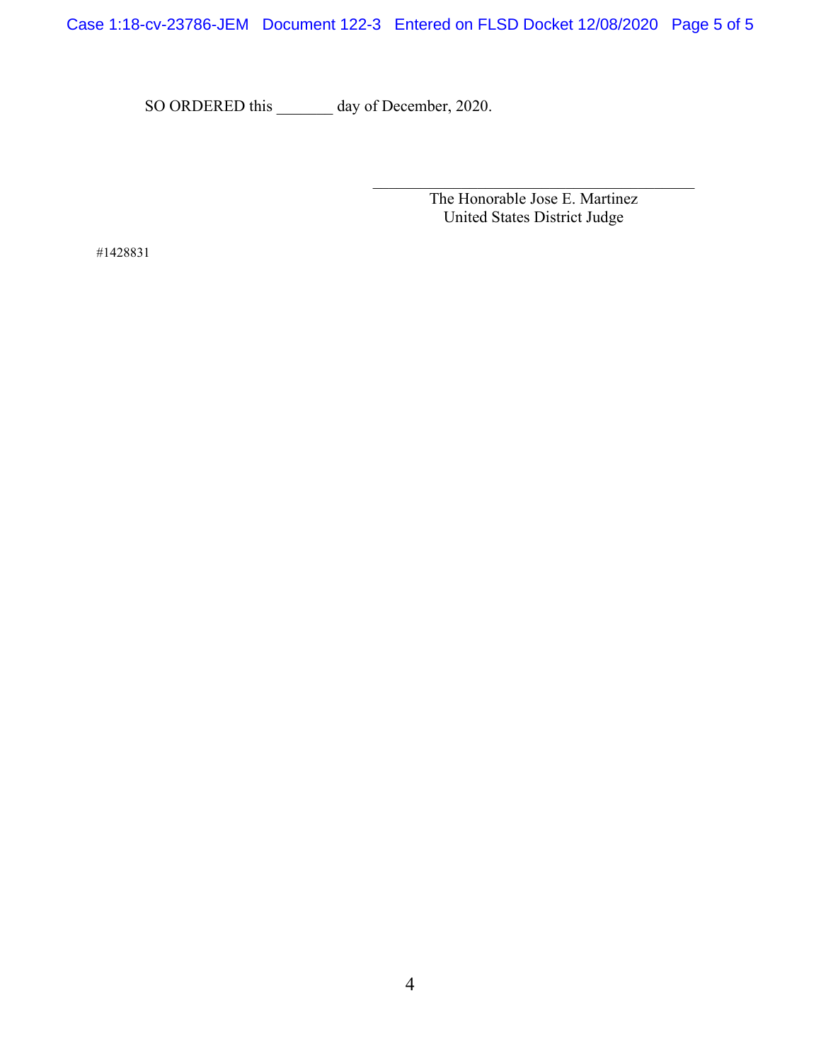SO ORDERED this _______ day of December, 2020.

_____________________________________
The Honorable Jose E. Martinez
United States District Judge

#1428831